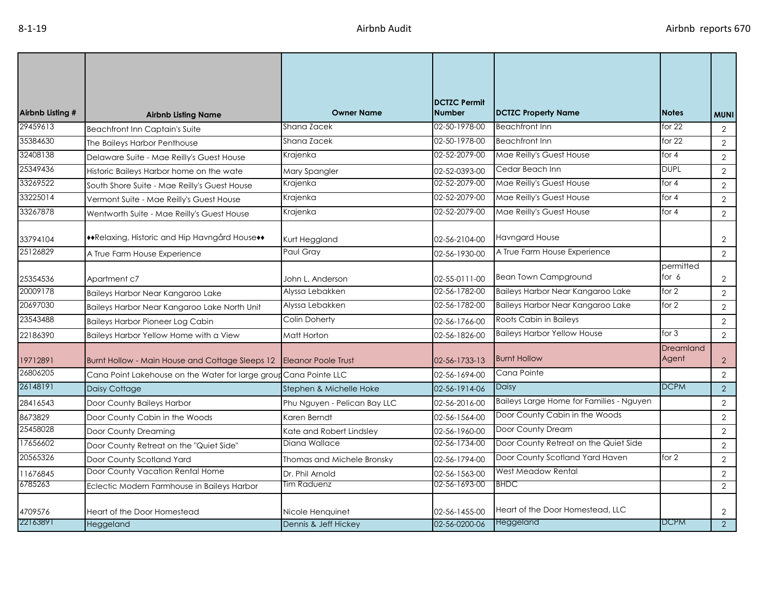| Airbnb Listing # | Airbnb Listing Name | Owner Name | DCTZC Permit Number | DCTZC Property Name | Notes | MUNI |
|---|---|---|---|---|---|---|
| 29459613 | Beachfront Inn Captain's Suite | Shana Zacek | 02-50-1978-00 | Beachfront Inn | for 22 | 2 |
| 35384630 | The Baileys Harbor Penthouse | Shana Zacek | 02-50-1978-00 | Beachfront Inn | for 22 | 2 |
| 32408138 | Delaware Suite - Mae Reilly's Guest House | Krajenka | 02-52-2079-00 | Mae Reilly's Guest House | for 4 | 2 |
| 25349436 | Historic Baileys Harbor home on the wate | Mary Spangler | 02-52-0393-00 | Cedar Beach Inn | DUPL | 2 |
| 33269522 | South Shore Suite - Mae Reilly's Guest House | Krajenka | 02-52-2079-00 | Mae Reilly's Guest House | for 4 | 2 |
| 33225014 | Vermont Suite - Mae Reilly's Guest House | Krajenka | 02-52-2079-00 | Mae Reilly's Guest House | for 4 | 2 |
| 33267878 | Wentworth Suite - Mae Reilly's Guest House | Krajenka | 02-52-2079-00 | Mae Reilly's Guest House | for 4 | 2 |
| 33794104 | ♦♦Relaxing, Historic and Hip Havngård House♦♦ | Kurt Heggland | 02-56-2104-00 | Havngard House | | 2 |
| 25126829 | A True Farm House Experience | Paul Gray | 02-56-1930-00 | A True Farm House Experience | | 2 |
| 25354536 | Apartment c7 | John L. Anderson | 02-55-0111-00 | Bean Town Campground | permitted for 6 | 2 |
| 20009178 | Baileys Harbor Near Kangaroo Lake | Alyssa Lebakken | 02-56-1782-00 | Baileys Harbor Near Kangaroo Lake | for 2 | 2 |
| 20697030 | Baileys Harbor Near Kangaroo Lake North Unit | Alyssa Lebakken | 02-56-1782-00 | Baileys Harbor Near Kangaroo Lake | for 2 | 2 |
| 23543488 | Baileys Harbor Pioneer Log Cabin | Colin Doherty | 02-56-1766-00 | Roots Cabin in Baileys | | 2 |
| 22186390 | Baileys Harbor Yellow Home with a View | Matt Horton | 02-56-1826-00 | Baileys Harbor Yellow House | for 3 | 2 |
| 19712891 | Burnt Hollow - Main House and Cottage Sleeps 12 | Eleanor Poole Trust | 02-56-1733-13 | Burnt Hollow | Dreamland Agent | 2 |
| 26806205 | Cana Point Lakehouse on the Water for large group | Cana Pointe LLC | 02-56-1694-00 | Cana Pointe | | 2 |
| 26148191 | Daisy Cottage | Stephen & Michelle Hoke | 02-56-1914-06 | Daisy | DCPM | 2 |
| 28416543 | Door County Baileys Harbor | Phu Nguyen - Pelican Bay LLC | 02-56-2016-00 | Baileys Large Home for Families - Nguyen | | 2 |
| 8673829 | Door County Cabin in the Woods | Karen Berndt | 02-56-1564-00 | Door County Cabin in the Woods | | 2 |
| 25458028 | Door County Dreaming | Kate and Robert Lindsley | 02-56-1960-00 | Door County Dream | | 2 |
| 17656602 | Door County Retreat on the "Quiet Side" | Diana Wallace | 02-56-1734-00 | Door County Retreat on the Quiet Side | | 2 |
| 20565326 | Door County Scotland Yard | Thomas and Michele Bronsky | 02-56-1794-00 | Door County Scotland Yard Haven | for 2 | 2 |
| 11676845 | Door County Vacation Rental Home | Dr. Phil Arnold | 02-56-1563-00 | West Meadow Rental | | 2 |
| 6785263 | Eclectic Modern Farmhouse in Baileys Harbor | Tim Raduenz | 02-56-1693-00 | BHDC | | 2 |
| 4709576 | Heart of the Door Homestead | Nicole Henquinet | 02-56-1455-00 | Heart of the Door Homestead, LLC | | 2 |
| 22163891 | Heggeland | Dennis & Jeff Hickey | 02-56-0200-06 | Heggeland | DCPM | 2 |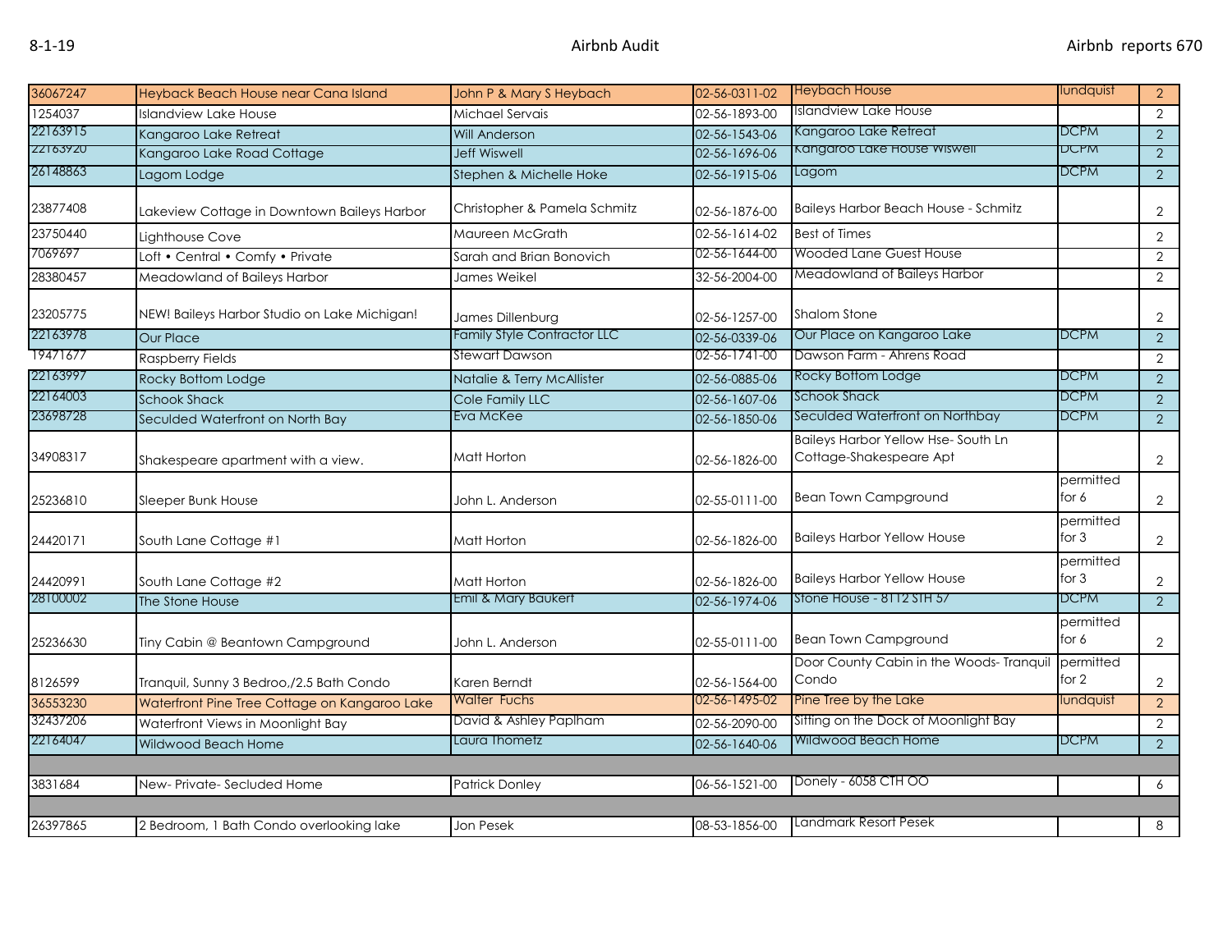| | | | | | | |
|---|---|---|---|---|---|---|
| 36067247 | Heyback Beach House near Cana Island | John P & Mary S Heybach | 02-56-0311-02 | Heybach House | lundquist | 2 |
| 1254037 | Islandview Lake House | Michael Servais | 02-56-1893-00 | Islandview Lake House | | 2 |
| 22163915 | Kangaroo Lake Retreat | Will Anderson | 02-56-1543-06 | Kangaroo Lake Retreat | DCPM | 2 |
| 22163920 | Kangaroo Lake Road Cottage | Jeff Wiswell | 02-56-1696-06 | Kangaroo Lake House Wiswell | DCPM | 2 |
| 26148863 | Lagom Lodge | Stephen & Michelle Hoke | 02-56-1915-06 | Lagom | DCPM | 2 |
| 23877408 | Lakeview Cottage in Downtown Baileys Harbor | Christopher & Pamela Schmitz | 02-56-1876-00 | Baileys Harbor Beach House - Schmitz | | 2 |
| 23750440 | Lighthouse Cove | Maureen McGrath | 02-56-1614-02 | Best of Times | | 2 |
| 7069697 | Loft • Central • Comfy • Private | Sarah and Brian Bonovich | 02-56-1644-00 | Wooded Lane Guest House | | 2 |
| 28380457 | Meadowland of Baileys Harbor | James Weikel | 32-56-2004-00 | Meadowland of Baileys Harbor | | 2 |
| 23205775 | NEW! Baileys Harbor Studio on Lake Michigan! | James Dillenburg | 02-56-1257-00 | Shalom Stone | | 2 |
| 22163978 | Our Place | Family Style Contractor LLC | 02-56-0339-06 | Our Place on Kangaroo Lake | DCPM | 2 |
| 19471677 | Raspberry Fields | Stewart Dawson | 02-56-1741-00 | Dawson Farm - Ahrens Road | | 2 |
| 22163997 | Rocky Bottom Lodge | Natalie & Terry McAllister | 02-56-0885-06 | Rocky Bottom Lodge | DCPM | 2 |
| 22164003 | Schook Shack | Cole Family LLC | 02-56-1607-06 | Schook Shack | DCPM | 2 |
| 23698728 | Seculded Waterfront on North Bay | Eva McKee | 02-56-1850-06 | Seculded Waterfront on Northbay | DCPM | 2 |
| 34908317 | Shakespeare apartment with a view. | Matt Horton | 02-56-1826-00 | Baileys Harbor Yellow Hse- South Ln Cottage-Shakespeare Apt | | 2 |
| 25236810 | Sleeper Bunk House | John L. Anderson | 02-55-0111-00 | Bean Town Campground | permitted for 6 | 2 |
| 24420171 | South Lane Cottage #1 | Matt Horton | 02-56-1826-00 | Baileys Harbor Yellow House | permitted for 3 | 2 |
| 24420991 | South Lane Cottage #2 | Matt Horton | 02-56-1826-00 | Baileys Harbor Yellow House | permitted for 3 | 2 |
| 28100002 | The Stone House | Emil & Mary Baukert | 02-56-1974-06 | Stone House - 8112 STH 57 | DCPM | 2 |
| 25236630 | Tiny Cabin @ Beantown Campground | John L. Anderson | 02-55-0111-00 | Bean Town Campground | permitted for 6 | 2 |
| 8126599 | Tranquil, Sunny 3 Bedroo,/2.5 Bath Condo | Karen Berndt | 02-56-1564-00 | Door County Cabin in the Woods- Tranquil Condo | permitted for 2 | 2 |
| 36553230 | Waterfront Pine Tree Cottage on Kangaroo Lake | Walter Fuchs | 02-56-1495-02 | Pine Tree by the Lake | lundquist | 2 |
| 32437206 | Waterfront Views in Moonlight Bay | David & Ashley Paplham | 02-56-2090-00 | Sitting on the Dock of Moonlight Bay | | 2 |
| 22164047 | Wildwood Beach Home | Laura Thometz | 02-56-1640-06 | Wildwood Beach Home | DCPM | 2 |
| | | | | | | |
| 3831684 | New- Private- Secluded Home | Patrick Donley | 06-56-1521-00 | Donely - 6058 CTH OO | | 6 |
| | | | | | | |
| 26397865 | 2 Bedroom, 1 Bath Condo overlooking lake | Jon Pesek | 08-53-1856-00 | Landmark Resort Pesek | | 8 |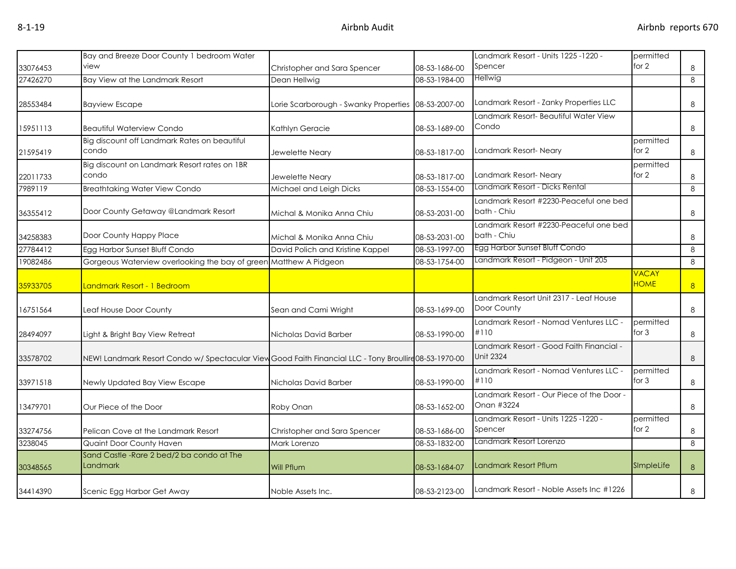| | | | | | | |
|---|---|---|---|---|---|---|
| 33076453 | Bay and Breeze Door County 1 bedroom Water view | Christopher and Sara Spencer | 08-53-1686-00 | Landmark Resort - Units 1225 -1220 - Spencer | permitted for 2 | 8 |
| 27426270 | Bay View at the Landmark Resort | Dean Hellwig | 08-53-1984-00 | Hellwig | | 8 |
| 28553484 | Bayview Escape | Lorie Scarborough - Swanky Properties | 08-53-2007-00 | Landmark Resort - Zanky Properties LLC | | 8 |
| 15951113 | Beautiful Waterview Condo | Kathlyn Geracie | 08-53-1689-00 | Landmark Resort- Beautiful Water View Condo | | 8 |
| 21595419 | Big discount off Landmark Rates on beautiful condo | Jewelette Neary | 08-53-1817-00 | Landmark Resort- Neary | permitted for 2 | 8 |
| 22011733 | Big discount on Landmark Resort rates on 1BR condo | Jewelette Neary | 08-53-1817-00 | Landmark Resort- Neary | permitted for 2 | 8 |
| 7989119 | Breathtaking Water View Condo | Michael and Leigh Dicks | 08-53-1554-00 | Landmark Resort - Dicks Rental | | 8 |
| 36355412 | Door County Getaway @Landmark Resort | Michal & Monika Anna Chiu | 08-53-2031-00 | Landmark Resort #2230-Peaceful one bed bath - Chiu | | 8 |
| 34258383 | Door County Happy Place | Michal & Monika Anna Chiu | 08-53-2031-00 | Landmark Resort #2230-Peaceful one bed bath - Chiu | | 8 |
| 27784412 | Egg Harbor Sunset Bluff Condo | David Polich and Kristine Kappel | 08-53-1997-00 | Egg Harbor Sunset Bluff Condo | | 8 |
| 19082486 | Gorgeous Waterview overlooking the bay of green | Matthew A Pidgeon | 08-53-1754-00 | Landmark Resort - Pidgeon - Unit 205 | | 8 |
| 35933705 | Landmark Resort - 1 Bedroom | | | | VACAY HOME | 8 |
| 16751564 | Leaf House Door County | Sean and Cami Wright | 08-53-1699-00 | Landmark Resort Unit 2317 - Leaf House Door County | | 8 |
| 28494097 | Light & Bright Bay View Retreat | Nicholas David Barber | 08-53-1990-00 | Landmark Resort - Nomad Ventures LLC - #110 | permitted for 3 | 8 |
| 33578702 | NEW! Landmark Resort Condo w/ Spectacular View | Good Faith Financial LLC - Tony Broullire | 08-53-1970-00 | Landmark Resort - Good Faith Financial - Unit 2324 | | 8 |
| 33971518 | Newly Updated Bay View Escape | Nicholas David Barber | 08-53-1990-00 | Landmark Resort - Nomad Ventures LLC - #110 | permitted for 3 | 8 |
| 13479701 | Our Piece of the Door | Roby Onan | 08-53-1652-00 | Landmark Resort - Our Piece of the Door - Onan #3224 | | 8 |
| 33274756 | Pelican Cove at the Landmark Resort | Christopher and Sara Spencer | 08-53-1686-00 | Landmark Resort - Units 1225 -1220 - Spencer | permitted for 2 | 8 |
| 3238045 | Quaint Door County Haven | Mark Lorenzo | 08-53-1832-00 | Landmark Resort Lorenzo | | 8 |
| 30348565 | Sand Castle -Rare 2 bed/2 ba condo at The Landmark | Will Pflum | 08-53-1684-07 | Landmark Resort Pflum | SImpleLife | 8 |
| 34414390 | Scenic Egg Harbor Get Away | Noble Assets Inc. | 08-53-2123-00 | Landmark Resort - Noble Assets Inc #1226 | | 8 |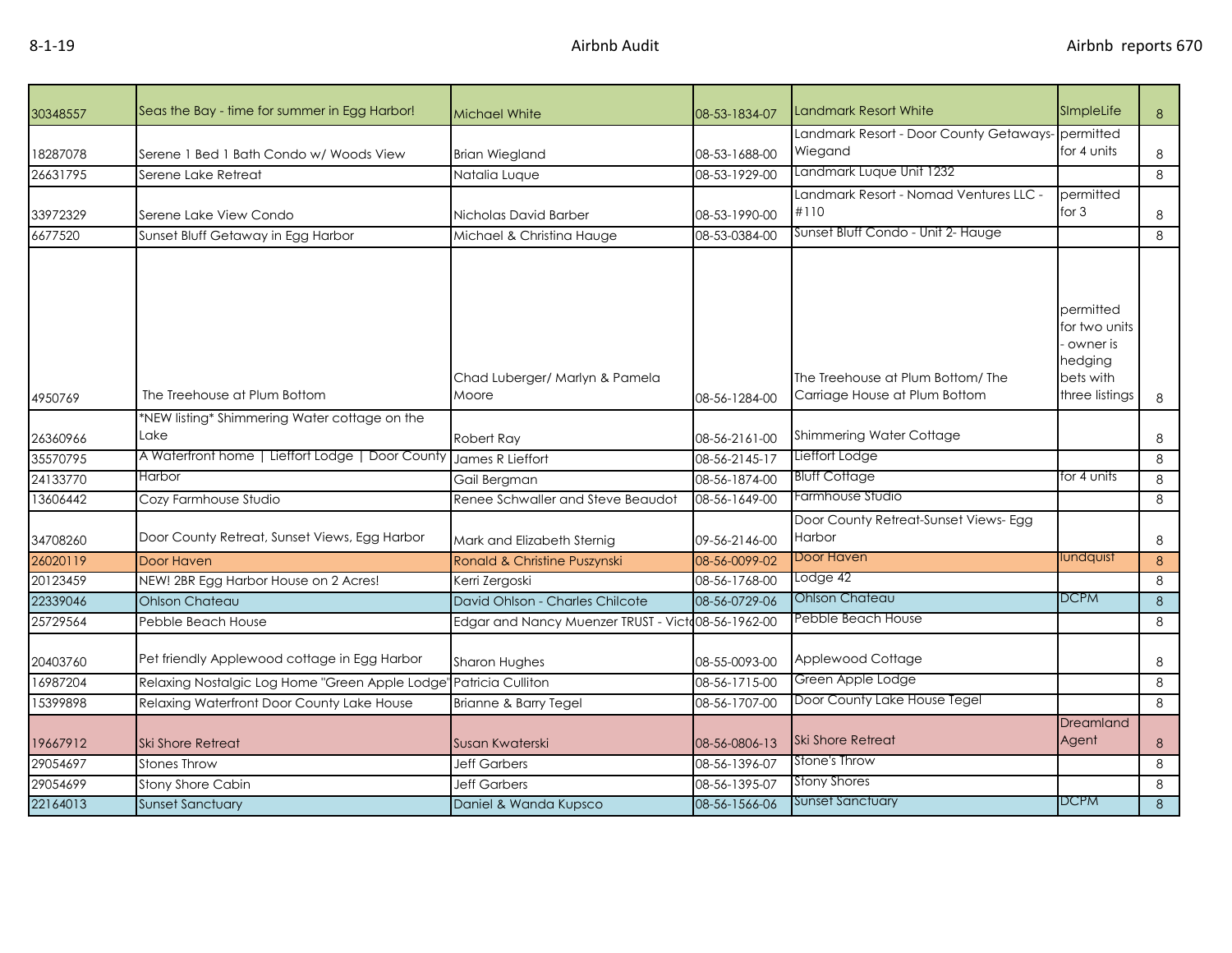| | | | | | | |
|---|---|---|---|---|---|---|
| 30348557 | Seas the Bay - time for summer in Egg Harbor! | Michael White | 08-53-1834-07 | Landmark Resort White | SImpleLife | 8 |
| 18287078 | Serene 1 Bed 1 Bath Condo w/ Woods View | Brian Wiegland | 08-53-1688-00 | Landmark Resort - Door County Getaways-Wiegand | permitted for 4 units | 8 |
| 26631795 | Serene Lake Retreat | Natalia Luque | 08-53-1929-00 | Landmark Luque Unit 1232 | | 8 |
| 33972329 | Serene Lake View Condo | Nicholas David Barber | 08-53-1990-00 | Landmark Resort - Nomad Ventures LLC - #110 | permitted for 3 | 8 |
| 6677520 | Sunset Bluff Getaway in Egg Harbor | Michael & Christina Hauge | 08-53-0384-00 | Sunset Bluff Condo - Unit 2- Hauge | | 8 |
| 4950769 | The Treehouse at Plum Bottom | Chad Luberger/ Marlyn & Pamela Moore | 08-56-1284-00 | The Treehouse at Plum Bottom/ The Carriage House at Plum Bottom | permitted for two units - owner is hedging bets with three listings | 8 |
| 26360966 | *NEW listing* Shimmering Water cottage on the Lake | Robert Ray | 08-56-2161-00 | Shimmering Water Cottage | | 8 |
| 35570795 | A Waterfront home \| Lieffort Lodge \| Door County | James R Lieffort | 08-56-2145-17 | Lieffort Lodge | | 8 |
| 24133770 | Harbor | Gail Bergman | 08-56-1874-00 | Bluff Cottage | for 4 units | 8 |
| 13606442 | Cozy Farmhouse Studio | Renee Schwaller and Steve Beaudot | 08-56-1649-00 | Farmhouse Studio | | 8 |
| 34708260 | Door County Retreat, Sunset Views, Egg Harbor | Mark and Elizabeth Sternig | 09-56-2146-00 | Door County Retreat-Sunset Views- Egg Harbor | | 8 |
| 26020119 | Door Haven | Ronald & Christine Puszynski | 08-56-0099-02 | Door Haven | lundquist | 8 |
| 20123459 | NEW! 2BR Egg Harbor House on 2 Acres! | Kerri Zergoski | 08-56-1768-00 | Lodge 42 | | 8 |
| 22339046 | Ohlson Chateau | David Ohlson - Charles Chilcote | 08-56-0729-06 | Ohlson Chateau | DCPM | 8 |
| 25729564 | Pebble Beach House | Edgar and Nancy Muenzer TRUST - Victo | 08-56-1962-00 | Pebble Beach House | | 8 |
| 20403760 | Pet friendly Applewood cottage in Egg Harbor | Sharon Hughes | 08-55-0093-00 | Applewood Cottage | | 8 |
| 16987204 | Relaxing Nostalgic Log Home "Green Apple Lodge" | Patricia Culliton | 08-56-1715-00 | Green Apple Lodge | | 8 |
| 15399898 | Relaxing Waterfront Door County Lake House | Brianne & Barry Tegel | 08-56-1707-00 | Door County Lake House Tegel | | 8 |
| 19667912 | Ski Shore Retreat | Susan Kwaterski | 08-56-0806-13 | Ski Shore Retreat | Dreamland Agent | 8 |
| 29054697 | Stones Throw | Jeff Garbers | 08-56-1396-07 | Stone's Throw | | 8 |
| 29054699 | Stony Shore Cabin | Jeff Garbers | 08-56-1395-07 | Stony Shores | | 8 |
| 22164013 | Sunset Sanctuary | Daniel & Wanda Kupsco | 08-56-1566-06 | Sunset Sanctuary | DCPM | 8 |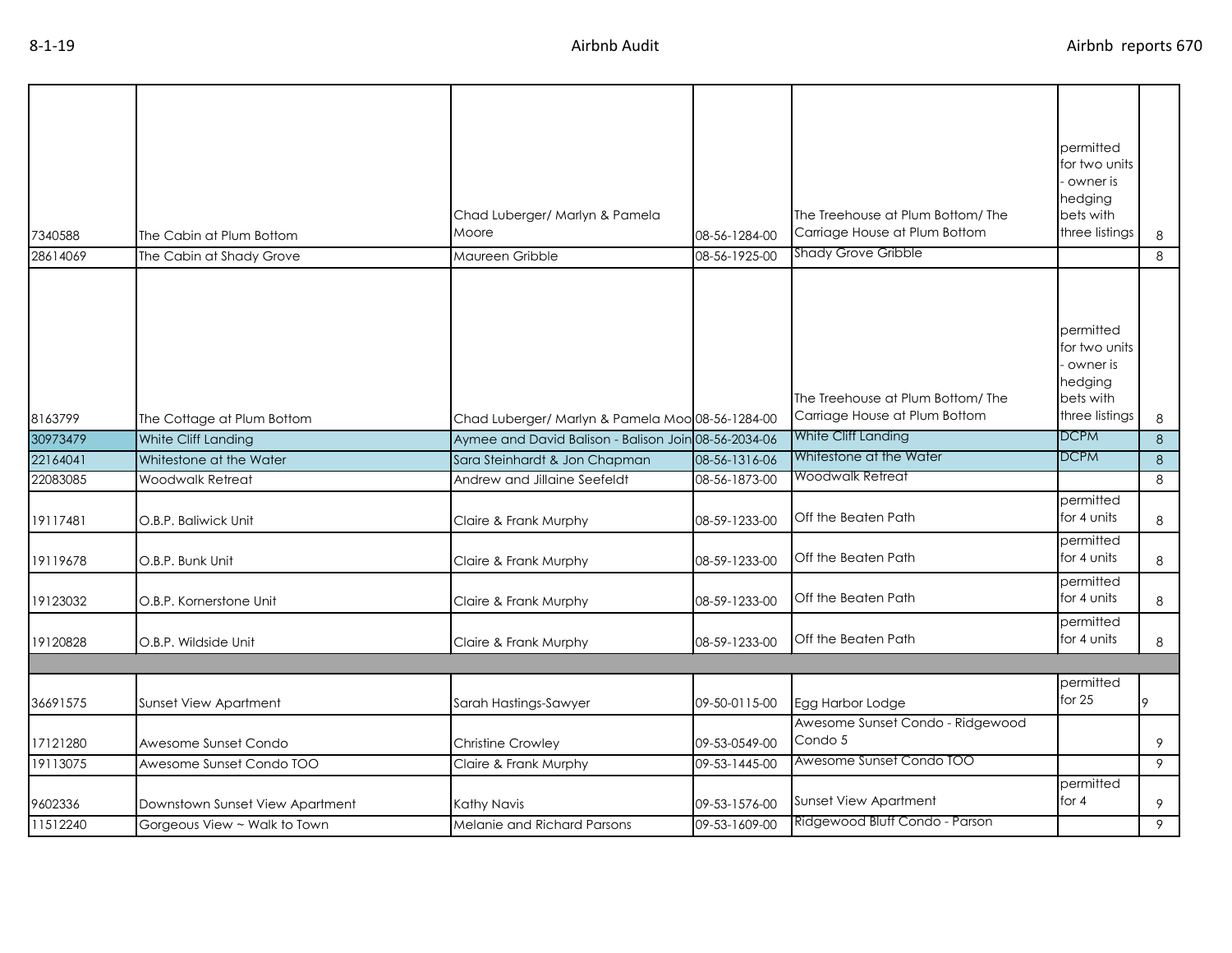| | | | | | | |
|---|---|---|---|---|---|---|
| 7340588 | The Cabin at Plum Bottom | Chad Luberger/ Marlyn & Pamela Moore | 08-56-1284-00 | The Treehouse at Plum Bottom/ The Carriage House at Plum Bottom | permitted for two units - owner is hedging bets with three listings | 8 |
| 28614069 | The Cabin at Shady Grove | Maureen Gribble | 08-56-1925-00 | Shady Grove Gribble | | 8 |
| 8163799 | The Cottage at Plum Bottom | Chad Luberger/ Marlyn & Pamela Moo | 08-56-1284-00 | The Treehouse at Plum Bottom/ The Carriage House at Plum Bottom | permitted for two units - owner is hedging bets with three listings | 8 |
| 30973479 | White Cliff Landing | Aymee and David Balison - Balison Join | 08-56-2034-06 | White Cliff Landing | DCPM | 8 |
| 22164041 | Whitestone at the Water | Sara Steinhardt & Jon Chapman | 08-56-1316-06 | Whitestone at the Water | DCPM | 8 |
| 22083085 | Woodwalk Retreat | Andrew and Jillaine Seefeldt | 08-56-1873-00 | Woodwalk Retreat | | 8 |
| 19117481 | O.B.P. Baliwick Unit | Claire & Frank Murphy | 08-59-1233-00 | Off the Beaten Path | permitted for 4 units | 8 |
| 19119678 | O.B.P. Bunk Unit | Claire & Frank Murphy | 08-59-1233-00 | Off the Beaten Path | permitted for 4 units | 8 |
| 19123032 | O.B.P. Kornerstone Unit | Claire & Frank Murphy | 08-59-1233-00 | Off the Beaten Path | permitted for 4 units | 8 |
| 19120828 | O.B.P. Wildside Unit | Claire & Frank Murphy | 08-59-1233-00 | Off the Beaten Path | permitted for 4 units | 8 |
| | | | | | | |
| 36691575 | Sunset View Apartment | Sarah Hastings-Sawyer | 09-50-0115-00 | Egg Harbor Lodge | permitted for 25 | 9 |
| 17121280 | Awesome Sunset Condo | Christine Crowley | 09-53-0549-00 | Awesome Sunset Condo - Ridgewood Condo 5 | | 9 |
| 19113075 | Awesome Sunset Condo TOO | Claire & Frank Murphy | 09-53-1445-00 | Awesome Sunset Condo TOO | | 9 |
| 9602336 | Downstown Sunset View Apartment | Kathy Navis | 09-53-1576-00 | Sunset View Apartment | permitted for 4 | 9 |
| 11512240 | Gorgeous View ~ Walk to Town | Melanie and Richard Parsons | 09-53-1609-00 | Ridgewood Bluff Condo - Parson | | 9 |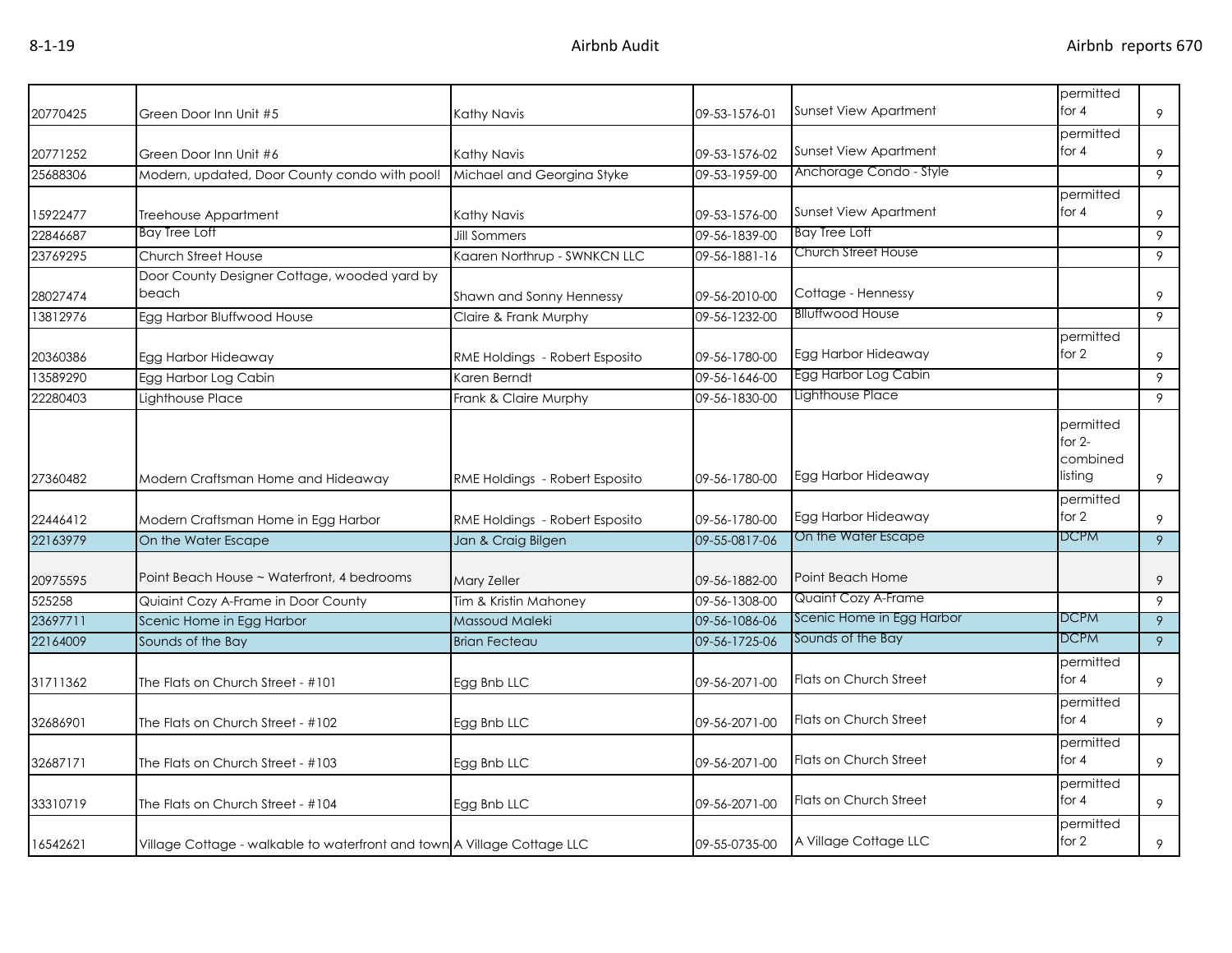| | | | | | | |
|---|---|---|---|---|---|---|
| 20770425 | Green Door Inn Unit #5 | Kathy Navis | 09-53-1576-01 | Sunset View Apartment | permitted for 4 | 9 |
| 20771252 | Green Door Inn Unit #6 | Kathy Navis | 09-53-1576-02 | Sunset View Apartment | permitted for 4 | 9 |
| 25688306 | Modern, updated, Door County condo with pool! | Michael and Georgina Styke | 09-53-1959-00 | Anchorage Condo - Style | | 9 |
| 15922477 | Treehouse Appartment | Kathy Navis | 09-53-1576-00 | Sunset View Apartment | permitted for 4 | 9 |
| 22846687 | Bay Tree Loft | Jill Sommers | 09-56-1839-00 | Bay Tree Loft | | 9 |
| 23769295 | Church Street House | Kaaren Northrup - SWNKCN LLC | 09-56-1881-16 | Church Street House | | 9 |
| 28027474 | Door County Designer Cottage, wooded yard by beach | Shawn and Sonny Hennessy | 09-56-2010-00 | Cottage - Hennessy | | 9 |
| 13812976 | Egg Harbor Bluffwood House | Claire & Frank Murphy | 09-56-1232-00 | Blluffwood House | | 9 |
| 20360386 | Egg Harbor Hideaway | RME Holdings - Robert Esposito | 09-56-1780-00 | Egg Harbor Hideaway | permitted for 2 | 9 |
| 13589290 | Egg Harbor Log Cabin | Karen Berndt | 09-56-1646-00 | Egg Harbor Log Cabin | | 9 |
| 22280403 | Lighthouse Place | Frank & Claire Murphy | 09-56-1830-00 | Lighthouse Place | | 9 |
| 27360482 | Modern Craftsman Home and Hideaway | RME Holdings - Robert Esposito | 09-56-1780-00 | Egg Harbor Hideaway | permitted for 2- combined listing | 9 |
| 22446412 | Modern Craftsman Home in Egg Harbor | RME Holdings - Robert Esposito | 09-56-1780-00 | Egg Harbor Hideaway | permitted for 2 | 9 |
| 22163979 | On the Water Escape | Jan & Craig Bilgen | 09-55-0817-06 | On the Water Escape | DCPM | 9 |
| 20975595 | Point Beach House ~ Waterfront, 4 bedrooms | Mary Zeller | 09-56-1882-00 | Point Beach Home | | 9 |
| 525258 | Quiaint Cozy A-Frame in Door County | Tim & Kristin Mahoney | 09-56-1308-00 | Quaint Cozy A-Frame | | 9 |
| 23697711 | Scenic Home in Egg Harbor | Massoud Maleki | 09-56-1086-06 | Scenic Home in Egg Harbor | DCPM | 9 |
| 22164009 | Sounds of the Bay | Brian Fecteau | 09-56-1725-06 | Sounds of the Bay | DCPM | 9 |
| 31711362 | The Flats on Church Street - #101 | Egg Bnb LLC | 09-56-2071-00 | Flats on Church Street | permitted for 4 | 9 |
| 32686901 | The Flats on Church Street - #102 | Egg Bnb LLC | 09-56-2071-00 | Flats on Church Street | permitted for 4 | 9 |
| 32687171 | The Flats on Church Street - #103 | Egg Bnb LLC | 09-56-2071-00 | Flats on Church Street | permitted for 4 | 9 |
| 33310719 | The Flats on Church Street - #104 | Egg Bnb LLC | 09-56-2071-00 | Flats on Church Street | permitted for 4 | 9 |
| 16542621 | Village Cottage - walkable to waterfront and town | A Village Cottage LLC | 09-55-0735-00 | A Village Cottage LLC | permitted for 2 | 9 |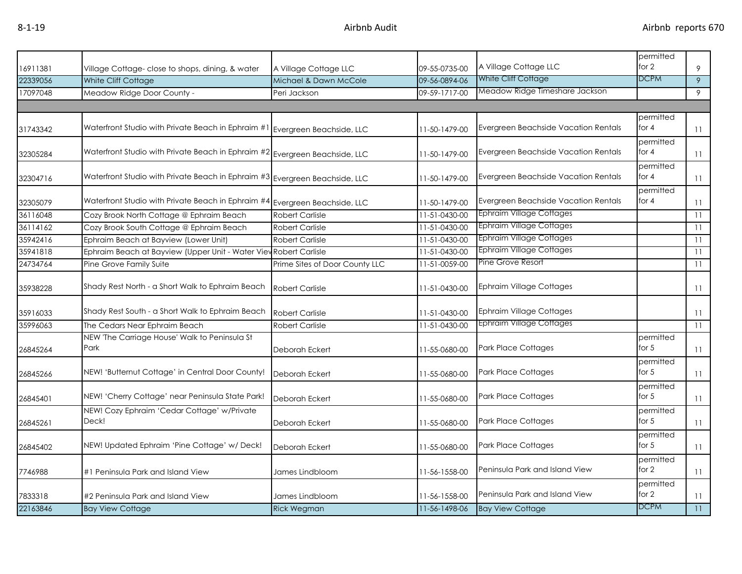| | | | | | | |
|---|---|---|---|---|---|---|
| 16911381 | Village Cottage- close to shops, dining, & water | A Village Cottage LLC | 09-55-0735-00 | A Village Cottage LLC | permitted for 2 | 9 |
| 22339056 | White Cliff Cottage | Michael & Dawn McCole | 09-56-0894-06 | White Cliff Cottage | DCPM | 9 |
| 17097048 | Meadow Ridge Door County - | Peri Jackson | 09-59-1717-00 | Meadow Ridge Timeshare Jackson | | 9 |
| | | | | | | |
| 31743342 | Waterfront Studio with Private Beach in Ephraim #1 | Evergreen Beachside, LLC | 11-50-1479-00 | Evergreen Beachside Vacation Rentals | permitted for 4 | 11 |
| 32305284 | Waterfront Studio with Private Beach in Ephraim #2 | Evergreen Beachside, LLC | 11-50-1479-00 | Evergreen Beachside Vacation Rentals | permitted for 4 | 11 |
| 32304716 | Waterfront Studio with Private Beach in Ephraim #3 | Evergreen Beachside, LLC | 11-50-1479-00 | Evergreen Beachside Vacation Rentals | permitted for 4 | 11 |
| 32305079 | Waterfront Studio with Private Beach in Ephraim #4 | Evergreen Beachside, LLC | 11-50-1479-00 | Evergreen Beachside Vacation Rentals | permitted for 4 | 11 |
| 36116048 | Cozy Brook North Cottage @ Ephraim Beach | Robert Carlisle | 11-51-0430-00 | Ephraim Village Cottages | | 11 |
| 36114162 | Cozy Brook South Cottage @ Ephraim Beach | Robert Carlisle | 11-51-0430-00 | Ephraim Village Cottages | | 11 |
| 35942416 | Ephraim Beach at Bayview (Lower Unit) | Robert Carlisle | 11-51-0430-00 | Ephraim Village Cottages | | 11 |
| 35941818 | Ephraim Beach at Bayview (Upper Unit - Water View | Robert Carlisle | 11-51-0430-00 | Ephraim Village Cottages | | 11 |
| 24734764 | Pine Grove Family Suite | Prime Sites of Door County LLC | 11-51-0059-00 | Pine Grove Resort | | 11 |
| 35938228 | Shady Rest North - a Short Walk to Ephraim Beach | Robert Carlisle | 11-51-0430-00 | Ephraim Village Cottages | | 11 |
| 35916033 | Shady Rest South - a Short Walk to Ephraim Beach | Robert Carlisle | 11-51-0430-00 | Ephraim Village Cottages | | 11 |
| 35996063 | The Cedars Near Ephraim Beach | Robert Carlisle | 11-51-0430-00 | Ephraim Village Cottages | | 11 |
| 26845264 | NEW 'The Carriage House' Walk to Peninsula St Park | Deborah Eckert | 11-55-0680-00 | Park Place Cottages | permitted for 5 | 11 |
| 26845266 | NEW! 'Butternut Cottage' in Central Door County! | Deborah Eckert | 11-55-0680-00 | Park Place Cottages | permitted for 5 | 11 |
| 26845401 | NEW! 'Cherry Cottage' near Peninsula State Park! | Deborah Eckert | 11-55-0680-00 | Park Place Cottages | permitted for 5 | 11 |
| 26845261 | NEW! Cozy Ephraim 'Cedar Cottage' w/Private Deck! | Deborah Eckert | 11-55-0680-00 | Park Place Cottages | permitted for 5 | 11 |
| 26845402 | NEW! Updated Ephraim 'Pine Cottage' w/ Deck! | Deborah Eckert | 11-55-0680-00 | Park Place Cottages | permitted for 5 | 11 |
| 7746988 | #1 Peninsula Park and Island View | James Lindbloom | 11-56-1558-00 | Peninsula Park and Island View | permitted for 2 | 11 |
| 7833318 | #2 Peninsula Park and Island View | James Lindbloom | 11-56-1558-00 | Peninsula Park and Island View | permitted for 2 | 11 |
| 22163846 | Bay View Cottage | Rick Wegman | 11-56-1498-06 | Bay View Cottage | DCPM | 11 |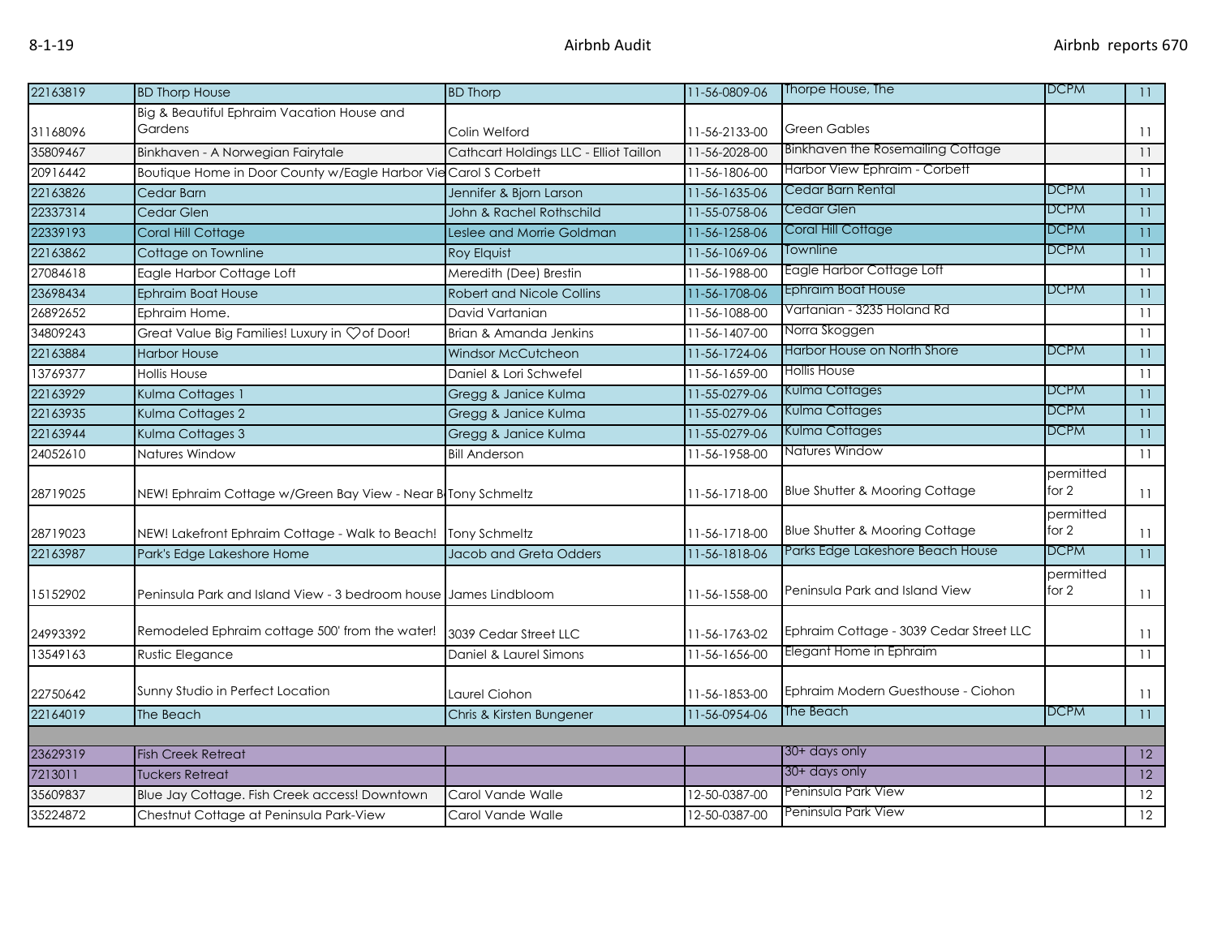| | | | | | | |
|---|---|---|---|---|---|---|
| 22163819 | BD Thorp House | BD Thorp | 11-56-0809-06 | Thorpe House, The | DCPM | 11 |
| 31168096 | Big & Beautiful Ephraim Vacation House and Gardens | Colin Welford | 11-56-2133-00 | Green Gables | | 11 |
| 35809467 | Binkhaven - A Norwegian Fairytale | Cathcart Holdings LLC - Elliot Taillon | 11-56-2028-00 | Binkhaven the Rosemailing Cottage | | 11 |
| 20916442 | Boutique Home in Door County w/Eagle Harbor Vie | Carol S Corbett | 11-56-1806-00 | Harbor View Ephraim - Corbett | | 11 |
| 22163826 | Cedar Barn | Jennifer & Bjorn Larson | 11-56-1635-06 | Cedar Barn Rental | DCPM | 11 |
| 22337314 | Cedar Glen | John & Rachel Rothschild | 11-55-0758-06 | Cedar Glen | DCPM | 11 |
| 22339193 | Coral Hill Cottage | Leslee and Morrie Goldman | 11-56-1258-06 | Coral Hill Cottage | DCPM | 11 |
| 22163862 | Cottage on Townline | Roy Elquist | 11-56-1069-06 | Townline | DCPM | 11 |
| 27084618 | Eagle Harbor Cottage Loft | Meredith (Dee) Brestin | 11-56-1988-00 | Eagle Harbor Cottage Loft | | 11 |
| 23698434 | Ephraim Boat House | Robert and Nicole Collins | 11-56-1708-06 | Ephraim Boat House | DCPM | 11 |
| 26892652 | Ephraim Home. | David Vartanian | 11-56-1088-00 | Vartanian - 3235 Holand Rd | | 11 |
| 34809243 | Great Value Big Families! Luxury in ♡of Door! | Brian & Amanda Jenkins | 11-56-1407-00 | Norra Skoggen | | 11 |
| 22163884 | Harbor House | Windsor McCutcheon | 11-56-1724-06 | Harbor House on North Shore | DCPM | 11 |
| 13769377 | Hollis House | Daniel & Lori Schwefel | 11-56-1659-00 | Hollis House | | 11 |
| 22163929 | Kulma Cottages 1 | Gregg & Janice Kulma | 11-55-0279-06 | Kulma Cottages | DCPM | 11 |
| 22163935 | Kulma Cottages 2 | Gregg & Janice Kulma | 11-55-0279-06 | Kulma Cottages | DCPM | 11 |
| 22163944 | Kulma Cottages 3 | Gregg & Janice Kulma | 11-55-0279-06 | Kulma Cottages | DCPM | 11 |
| 24052610 | Natures Window | Bill Anderson | 11-56-1958-00 | Natures Window | | 11 |
| 28719025 | NEW! Ephraim Cottage w/Green Bay View - Near B | Tony Schmeltz | 11-56-1718-00 | Blue Shutter & Mooring Cottage | permitted for 2 | 11 |
| 28719023 | NEW! Lakefront Ephraim Cottage - Walk to Beach! | Tony Schmeltz | 11-56-1718-00 | Blue Shutter & Mooring Cottage | permitted for 2 | 11 |
| 22163987 | Park's Edge Lakeshore Home | Jacob and Greta Odders | 11-56-1818-06 | Parks Edge Lakeshore Beach House | DCPM | 11 |
| 15152902 | Peninsula Park and Island View - 3 bedroom house | James Lindbloom | 11-56-1558-00 | Peninsula Park and Island View | permitted for 2 | 11 |
| 24993392 | Remodeled Ephraim cottage 500' from the water! | 3039 Cedar Street LLC | 11-56-1763-02 | Ephraim Cottage - 3039 Cedar Street LLC | | 11 |
| 13549163 | Rustic Elegance | Daniel & Laurel Simons | 11-56-1656-00 | Elegant Home in Ephraim | | 11 |
| 22750642 | Sunny Studio in Perfect Location | Laurel Ciohon | 11-56-1853-00 | Ephraim Modern Guesthouse - Ciohon | | 11 |
| 22164019 | The Beach | Chris & Kirsten Bungener | 11-56-0954-06 | The Beach | DCPM | 11 |
| | | | | | | |
| 23629319 | Fish Creek Retreat | | | 30+ days only | | 12 |
| 7213011 | Tuckers Retreat | | | 30+ days only | | 12 |
| 35609837 | Blue Jay Cottage. Fish Creek access! Downtown | Carol Vande Walle | 12-50-0387-00 | Peninsula Park View | | 12 |
| 35224872 | Chestnut Cottage at Peninsula Park-View | Carol Vande Walle | 12-50-0387-00 | Peninsula Park View | | 12 |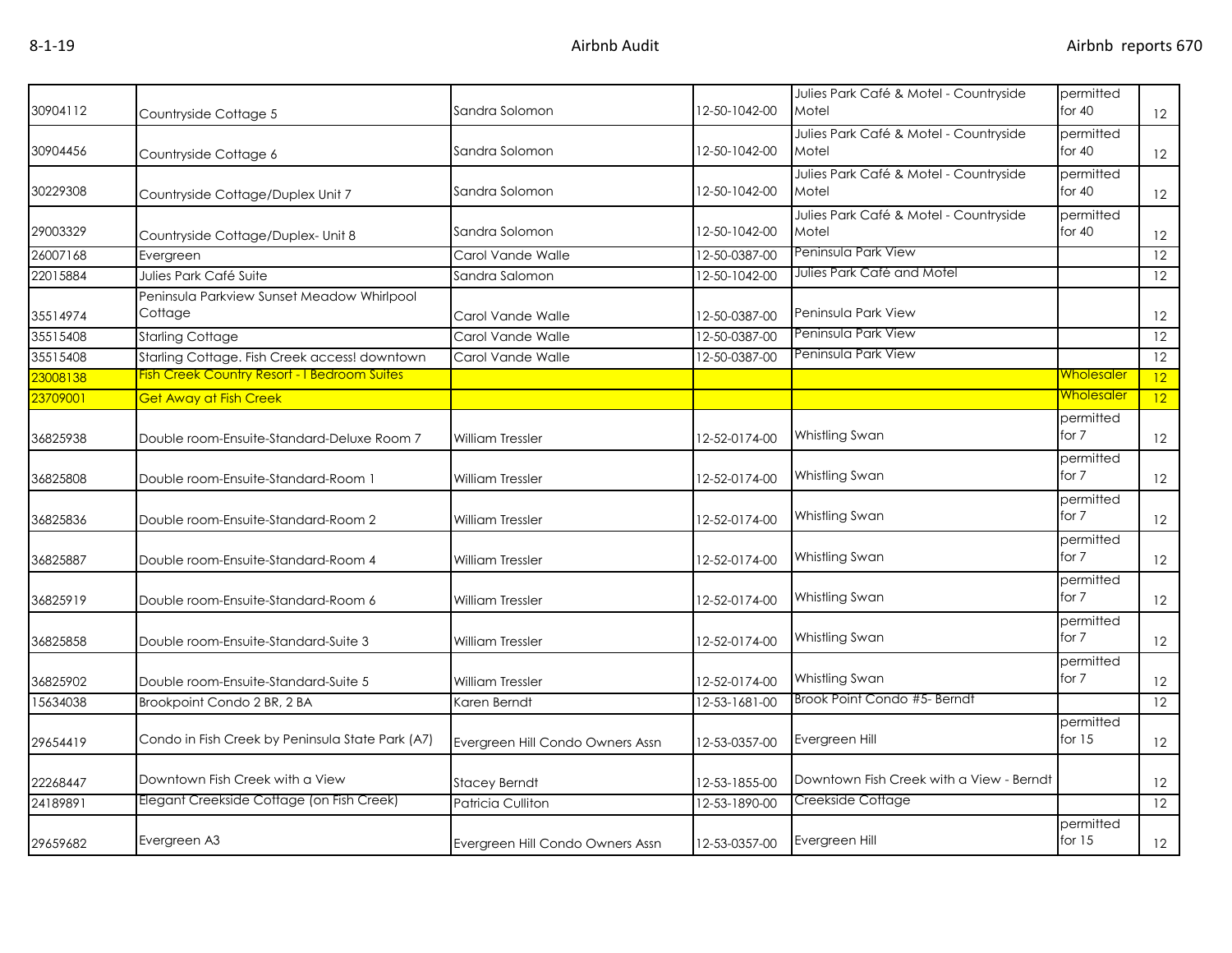| | | | | | | |
|---|---|---|---|---|---|---|
| 30904112 | Countryside Cottage 5 | Sandra Solomon | 12-50-1042-00 | Julies Park Café & Motel - Countryside Motel | permitted for 40 | 12 |
| 30904456 | Countryside Cottage 6 | Sandra Solomon | 12-50-1042-00 | Julies Park Café & Motel - Countryside Motel | permitted for 40 | 12 |
| 30229308 | Countryside Cottage/Duplex Unit 7 | Sandra Solomon | 12-50-1042-00 | Julies Park Café & Motel - Countryside Motel | permitted for 40 | 12 |
| 29003329 | Countryside Cottage/Duplex- Unit 8 | Sandra Solomon | 12-50-1042-00 | Julies Park Café & Motel - Countryside Motel | permitted for 40 | 12 |
| 26007168 | Evergreen | Carol Vande Walle | 12-50-0387-00 | Peninsula Park View | | 12 |
| 22015884 | Julies Park Café Suite | Sandra Salomon | 12-50-1042-00 | Julies Park Café and Motel | | 12 |
| 35514974 | Peninsula Parkview Sunset Meadow Whirlpool Cottage | Carol Vande Walle | 12-50-0387-00 | Peninsula Park View | | 12 |
| 35515408 | Starling Cottage | Carol Vande Walle | 12-50-0387-00 | Peninsula Park View | | 12 |
| 35515408 | Starling Cottage. Fish Creek access! downtown | Carol Vande Walle | 12-50-0387-00 | Peninsula Park View | | 12 |
| 23008138 | Fish Creek Country Resort - I Bedroom Suites | | | | Wholesaler | 12 |
| 23709001 | Get Away at Fish Creek | | | | Wholesaler | 12 |
| 36825938 | Double room-Ensuite-Standard-Deluxe Room 7 | William Tressler | 12-52-0174-00 | Whistling Swan | permitted for 7 | 12 |
| 36825808 | Double room-Ensuite-Standard-Room 1 | William Tressler | 12-52-0174-00 | Whistling Swan | permitted for 7 | 12 |
| 36825836 | Double room-Ensuite-Standard-Room 2 | William Tressler | 12-52-0174-00 | Whistling Swan | permitted for 7 | 12 |
| 36825887 | Double room-Ensuite-Standard-Room 4 | William Tressler | 12-52-0174-00 | Whistling Swan | permitted for 7 | 12 |
| 36825919 | Double room-Ensuite-Standard-Room 6 | William Tressler | 12-52-0174-00 | Whistling Swan | permitted for 7 | 12 |
| 36825858 | Double room-Ensuite-Standard-Suite 3 | William Tressler | 12-52-0174-00 | Whistling Swan | permitted for 7 | 12 |
| 36825902 | Double room-Ensuite-Standard-Suite 5 | William Tressler | 12-52-0174-00 | Whistling Swan | permitted for 7 | 12 |
| 15634038 | Brookpoint Condo 2 BR, 2 BA | Karen Berndt | 12-53-1681-00 | Brook Point Condo #5- Berndt | | 12 |
| 29654419 | Condo in Fish Creek by Peninsula State Park (A7) | Evergreen Hill Condo Owners Assn | 12-53-0357-00 | Evergreen Hill | permitted for 15 | 12 |
| 22268447 | Downtown Fish Creek with a View | Stacey Berndt | 12-53-1855-00 | Downtown Fish Creek with a View - Berndt | | 12 |
| 24189891 | Elegant Creekside Cottage (on Fish Creek) | Patricia Culliton | 12-53-1890-00 | Creekside Cottage | | 12 |
| 29659682 | Evergreen A3 | Evergreen Hill Condo Owners Assn | 12-53-0357-00 | Evergreen Hill | permitted for 15 | 12 |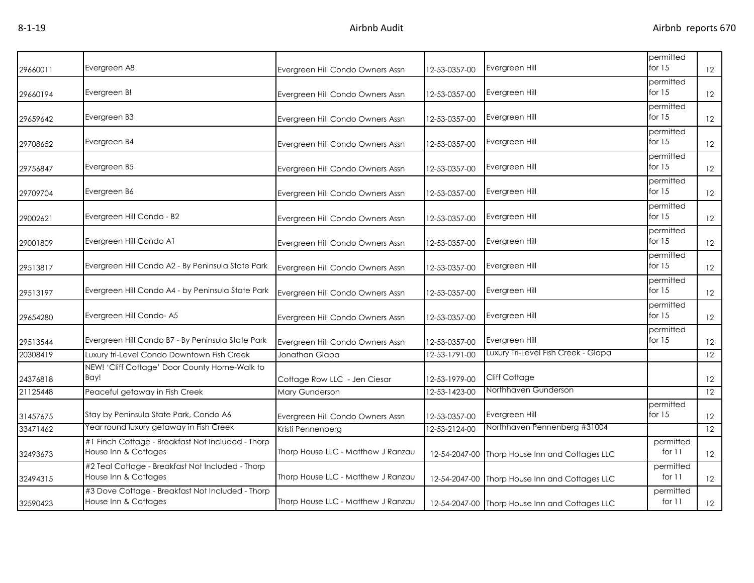| | | | | | | |
|---|---|---|---|---|---|---|
| 29660011 | Evergreen A8 | Evergreen Hill Condo Owners Assn | 12-53-0357-00 | Evergreen Hill | permitted for 15 | 12 |
| 29660194 | Evergreen B! | Evergreen Hill Condo Owners Assn | 12-53-0357-00 | Evergreen Hill | permitted for 15 | 12 |
| 29659642 | Evergreen B3 | Evergreen Hill Condo Owners Assn | 12-53-0357-00 | Evergreen Hill | permitted for 15 | 12 |
| 29708652 | Evergreen B4 | Evergreen Hill Condo Owners Assn | 12-53-0357-00 | Evergreen Hill | permitted for 15 | 12 |
| 29756847 | Evergreen B5 | Evergreen Hill Condo Owners Assn | 12-53-0357-00 | Evergreen Hill | permitted for 15 | 12 |
| 29709704 | Evergreen B6 | Evergreen Hill Condo Owners Assn | 12-53-0357-00 | Evergreen Hill | permitted for 15 | 12 |
| 29002621 | Evergreen Hill Condo - B2 | Evergreen Hill Condo Owners Assn | 12-53-0357-00 | Evergreen Hill | permitted for 15 | 12 |
| 29001809 | Evergreen Hill Condo A1 | Evergreen Hill Condo Owners Assn | 12-53-0357-00 | Evergreen Hill | permitted for 15 | 12 |
| 29513817 | Evergreen Hill Condo A2 - By Peninsula State Park | Evergreen Hill Condo Owners Assn | 12-53-0357-00 | Evergreen Hill | permitted for 15 | 12 |
| 29513197 | Evergreen Hill Condo A4 - by Peninsula State Park | Evergreen Hill Condo Owners Assn | 12-53-0357-00 | Evergreen Hill | permitted for 15 | 12 |
| 29654280 | Evergreen Hill Condo- A5 | Evergreen Hill Condo Owners Assn | 12-53-0357-00 | Evergreen Hill | permitted for 15 | 12 |
| 29513544 | Evergreen Hill Condo B7 - By Peninsula State Park | Evergreen Hill Condo Owners Assn | 12-53-0357-00 | Evergreen Hill | permitted for 15 | 12 |
| 20308419 | Luxury tri-Level Condo Downtown Fish Creek | Jonathan Glapa | 12-53-1791-00 | Luxury Tri-Level Fish Creek - Glapa | | 12 |
| 24376818 | NEW! 'Cliff Cottage' Door County Home-Walk to Bay! | Cottage Row LLC - Jen Ciesar | 12-53-1979-00 | Cliff Cottage | | 12 |
| 21125448 | Peaceful getaway in Fish Creek | Mary Gunderson | 12-53-1423-00 | Northhaven Gunderson | | 12 |
| 31457675 | Stay by Peninsula State Park, Condo A6 | Evergreen Hill Condo Owners Assn | 12-53-0357-00 | Evergreen Hill | permitted for 15 | 12 |
| 33471462 | Year round luxury getaway in Fish Creek | Kristi Pennenberg | 12-53-2124-00 | Northhaven Pennenberg #31004 | | 12 |
| 32493673 | #1 Finch Cottage - Breakfast Not Included - Thorp House Inn & Cottages | Thorp House LLC - Matthew J Ranzau | 12-54-2047-00 | Thorp House Inn and Cottages LLC | permitted for 11 | 12 |
| 32494315 | #2 Teal Cottage - Breakfast Not Included - Thorp House Inn & Cottages | Thorp House LLC - Matthew J Ranzau | 12-54-2047-00 | Thorp House Inn and Cottages LLC | permitted for 11 | 12 |
| 32590423 | #3 Dove Cottage - Breakfast Not Included - Thorp House Inn & Cottages | Thorp House LLC - Matthew J Ranzau | 12-54-2047-00 | Thorp House Inn and Cottages LLC | permitted for 11 | 12 |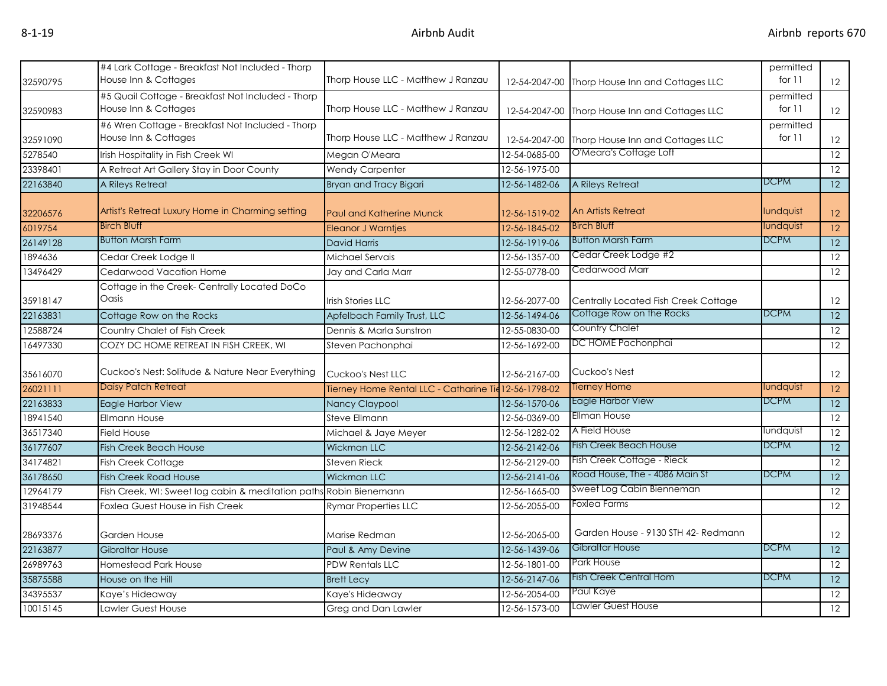| | | | | | | |
|---|---|---|---|---|---|---|
| 32590795 | #4 Lark Cottage - Breakfast Not Included - Thorp House Inn & Cottages | Thorp House LLC - Matthew J Ranzau | 12-54-2047-00 | Thorp House Inn and Cottages LLC | permitted for 11 | 12 |
| 32590983 | #5 Quail Cottage - Breakfast Not Included - Thorp House Inn & Cottages | Thorp House LLC - Matthew J Ranzau | 12-54-2047-00 | Thorp House Inn and Cottages LLC | permitted for 11 | 12 |
| 32591090 | #6 Wren Cottage - Breakfast Not Included - Thorp House Inn & Cottages | Thorp House LLC - Matthew J Ranzau | 12-54-2047-00 | Thorp House Inn and Cottages LLC | permitted for 11 | 12 |
| 5278540 | Irish Hospitality in Fish Creek WI | Megan O'Meara | 12-54-0685-00 | O'Meara's Cottage Loft | | 12 |
| 23398401 | A Retreat Art Gallery Stay in Door County | Wendy Carpenter | 12-56-1975-00 | | | 12 |
| 22163840 | A Rileys Retreat | Bryan and Tracy Bigari | 12-56-1482-06 | A Rileys Retreat | DCPM | 12 |
| 32206576 | Artist's Retreat Luxury Home in Charming setting | Paul and Katherine Munck | 12-56-1519-02 | An Artists Retreat | lundquist | 12 |
| 6019754 | Birch Bluff | Eleanor J Warntjes | 12-56-1845-02 | Birch Bluff | lundquist | 12 |
| 26149128 | Button Marsh Farm | David Harris | 12-56-1919-06 | Button Marsh Farm | DCPM | 12 |
| 1894636 | Cedar Creek Lodge II | Michael Servais | 12-56-1357-00 | Cedar Creek Lodge #2 | | 12 |
| 13496429 | Cedarwood Vacation Home | Jay and Carla Marr | 12-55-0778-00 | Cedarwood Marr | | 12 |
| 35918147 | Cottage in the Creek- Centrally Located DoCo Oasis | Irish Stories LLC | 12-56-2077-00 | Centrally Located Fish Creek Cottage | | 12 |
| 22163831 | Cottage Row on the Rocks | Apfelbach Family Trust, LLC | 12-56-1494-06 | Cottage Row on the Rocks | DCPM | 12 |
| 12588724 | Country Chalet of Fish Creek | Dennis & Marla Sunstron | 12-55-0830-00 | Country Chalet | | 12 |
| 16497330 | COZY DC HOME RETREAT IN FISH CREEK, WI | Steven Pachonphai | 12-56-1692-00 | DC HOME Pachonphai | | 12 |
| 35616070 | Cuckoo's Nest: Solitude & Nature Near Everything | Cuckoo's Nest LLC | 12-56-2167-00 | Cuckoo's Nest | | 12 |
| 26021111 | Daisy Patch Retreat | Tierney Home Rental LLC - Catharine Tie | 12-56-1798-02 | Tierney Home | lundquist | 12 |
| 22163833 | Eagle Harbor View | Nancy Claypool | 12-56-1570-06 | Eagle Harbor View | DCPM | 12 |
| 18941540 | Ellmann House | Steve Ellmann | 12-56-0369-00 | Ellman House | | 12 |
| 36517340 | Field House | Michael & Jaye Meyer | 12-56-1282-02 | A Field House | lundquist | 12 |
| 36177607 | Fish Creek Beach House | Wickman LLC | 12-56-2142-06 | Fish Creek Beach House | DCPM | 12 |
| 34174821 | Fish Creek Cottage | Steven Rieck | 12-56-2129-00 | Fish Creek Cottage - Rieck | | 12 |
| 36178650 | Fish Creek Road House | Wickman LLC | 12-56-2141-06 | Road House, The - 4086 Main St | DCPM | 12 |
| 12964179 | Fish Creek, WI: Sweet log cabin & meditation paths | Robin Bienemann | 12-56-1665-00 | Sweet Log Cabin Bienneman | | 12 |
| 31948544 | Foxlea Guest House in Fish Creek | Rymar Properties LLC | 12-56-2055-00 | Foxlea Farms | | 12 |
| 28693376 | Garden House | Marise Redman | 12-56-2065-00 | Garden House - 9130 STH 42- Redmann | | 12 |
| 22163877 | Gibraltar House | Paul & Amy Devine | 12-56-1439-06 | Gibraltar House | DCPM | 12 |
| 26989763 | Homestead Park House | PDW Rentals LLC | 12-56-1801-00 | Park House | | 12 |
| 35875588 | House on the Hill | Brett Lecy | 12-56-2147-06 | Fish Creek Central Hom | DCPM | 12 |
| 34395537 | Kaye's Hideaway | Kaye's Hideaway | 12-56-2054-00 | Paul Kaye | | 12 |
| 10015145 | Lawler Guest House | Greg and Dan Lawler | 12-56-1573-00 | Lawler Guest House | | 12 |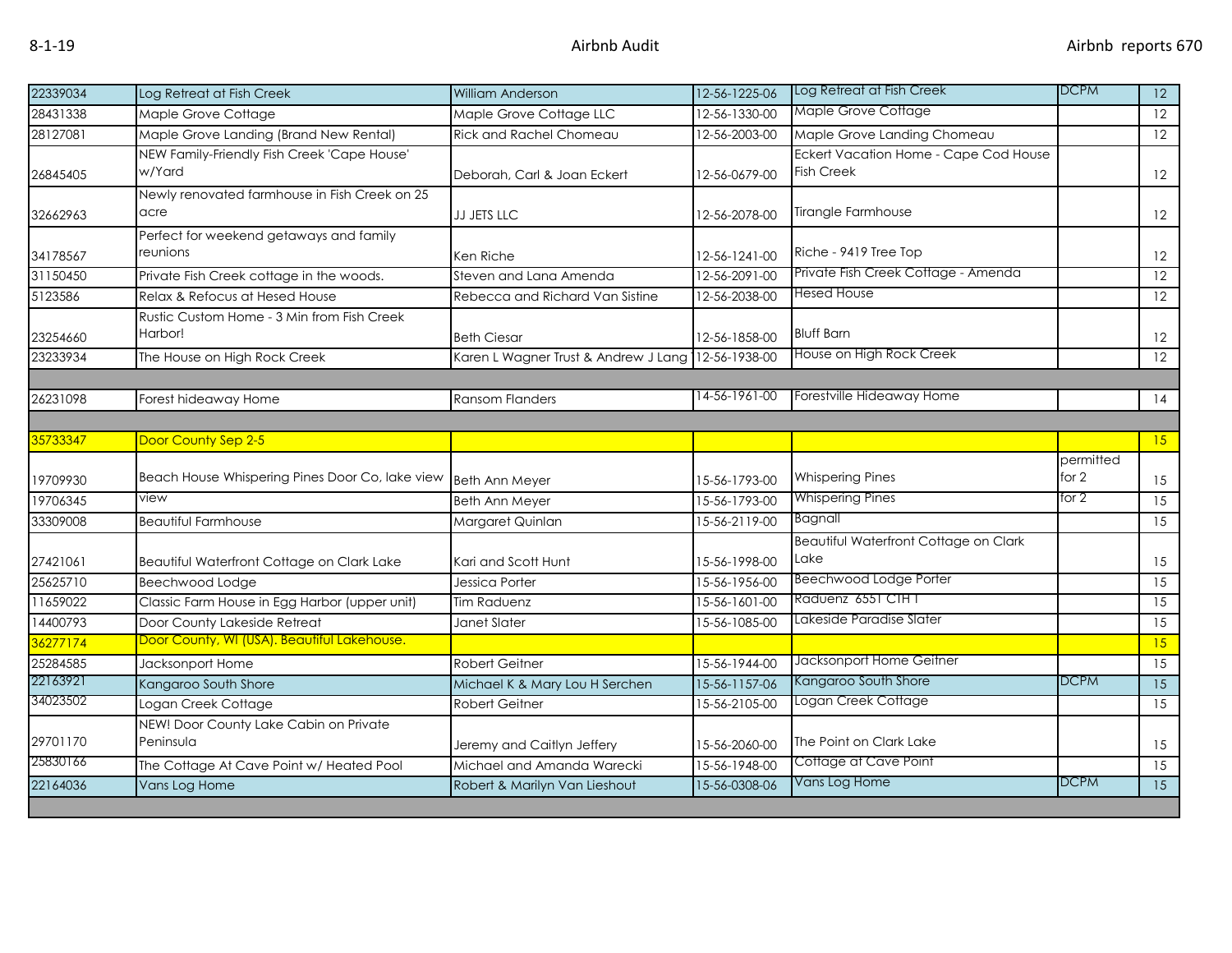| 22339034 | Log Retreat at Fish Creek | William Anderson | 12-56-1225-06 | Log Retreat at Fish Creek | DCPM | 12 |
|---|---|---|---|---|---|---|
| 28431338 | Maple Grove Cottage | Maple Grove Cottage LLC | 12-56-1330-00 | Maple Grove Cottage | | 12 |
| 28127081 | Maple Grove Landing (Brand New Rental) | Rick and Rachel Chomeau | 12-56-2003-00 | Maple Grove Landing Chomeau | | 12 |
| 26845405 | NEW Family-Friendly Fish Creek 'Cape House' w/Yard | Deborah, Carl & Joan Eckert | 12-56-0679-00 | Eckert Vacation Home - Cape Cod House Fish Creek | | 12 |
| 32662963 | Newly renovated farmhouse in Fish Creek on 25 acre | JJ JETS LLC | 12-56-2078-00 | Tirangle Farmhouse | | 12 |
| 34178567 | Perfect for weekend getaways and family reunions | Ken Riche | 12-56-1241-00 | Riche - 9419 Tree Top | | 12 |
| 31150450 | Private Fish Creek cottage in the woods. | Steven and Lana Amenda | 12-56-2091-00 | Private Fish Creek Cottage - Amenda | | 12 |
| 5123586 | Relax & Refocus at Hesed House | Rebecca and Richard Van Sistine | 12-56-2038-00 | Hesed House | | 12 |
| 23254660 | Rustic Custom Home - 3 Min from Fish Creek Harbor! | Beth Ciesar | 12-56-1858-00 | Bluff Barn | | 12 |
| 23233934 | The House on High Rock Creek | Karen L Wagner Trust & Andrew J Lang | 12-56-1938-00 | House on High Rock Creek | | 12 |
| | | | | | | |
| 26231098 | Forest hideaway Home | Ransom Flanders | 14-56-1961-00 | Forestville Hideaway Home | | 14 |
| | | | | | | |
| 35733347 | Door County Sep 2-5 | | | | | 15 |
| 19709930 | Beach House Whispering Pines Door Co, lake view | Beth Ann Meyer | 15-56-1793-00 | Whispering Pines | permitted for 2 | 15 |
| 19706345 | view | Beth Ann Meyer | 15-56-1793-00 | Whispering Pines | for 2 | 15 |
| 33309008 | Beautiful Farmhouse | Margaret Quinlan | 15-56-2119-00 | Bagnall | | 15 |
| 27421061 | Beautiful Waterfront Cottage on Clark Lake | Kari and Scott Hunt | 15-56-1998-00 | Beautiful Waterfront Cottage on Clark Lake | | 15 |
| 25625710 | Beechwood Lodge | Jessica Porter | 15-56-1956-00 | Beechwood Lodge Porter | | 15 |
| 11659022 | Classic Farm House in Egg Harbor (upper unit) | Tim Raduenz | 15-56-1601-00 | Raduenz 6551 CTH T | | 15 |
| 14400793 | Door County Lakeside Retreat | Janet Slater | 15-56-1085-00 | Lakeside Paradise Slater | | 15 |
| 36277174 | Door County, WI (USA). Beautiful Lakehouse. | | | | | 15 |
| 25284585 | Jacksonport Home | Robert Geitner | 15-56-1944-00 | Jacksonport Home Geitner | | 15 |
| 22163921 | Kangaroo South Shore | Michael K & Mary Lou H Serchen | 15-56-1157-06 | Kangaroo South Shore | DCPM | 15 |
| 34023502 | Logan Creek Cottage | Robert Geitner | 15-56-2105-00 | Logan Creek Cottage | | 15 |
| 29701170 | NEW! Door County Lake Cabin on Private Peninsula | Jeremy and Caitlyn Jeffery | 15-56-2060-00 | The Point on Clark Lake | | 15 |
| 25830166 | The Cottage At Cave Point w/ Heated Pool | Michael and Amanda Warecki | 15-56-1948-00 | Cottage at Cave Point | | 15 |
| 22164036 | Vans Log Home | Robert & Marilyn Van Lieshout | 15-56-0308-06 | Vans Log Home | DCPM | 15 |
| | | | | | | |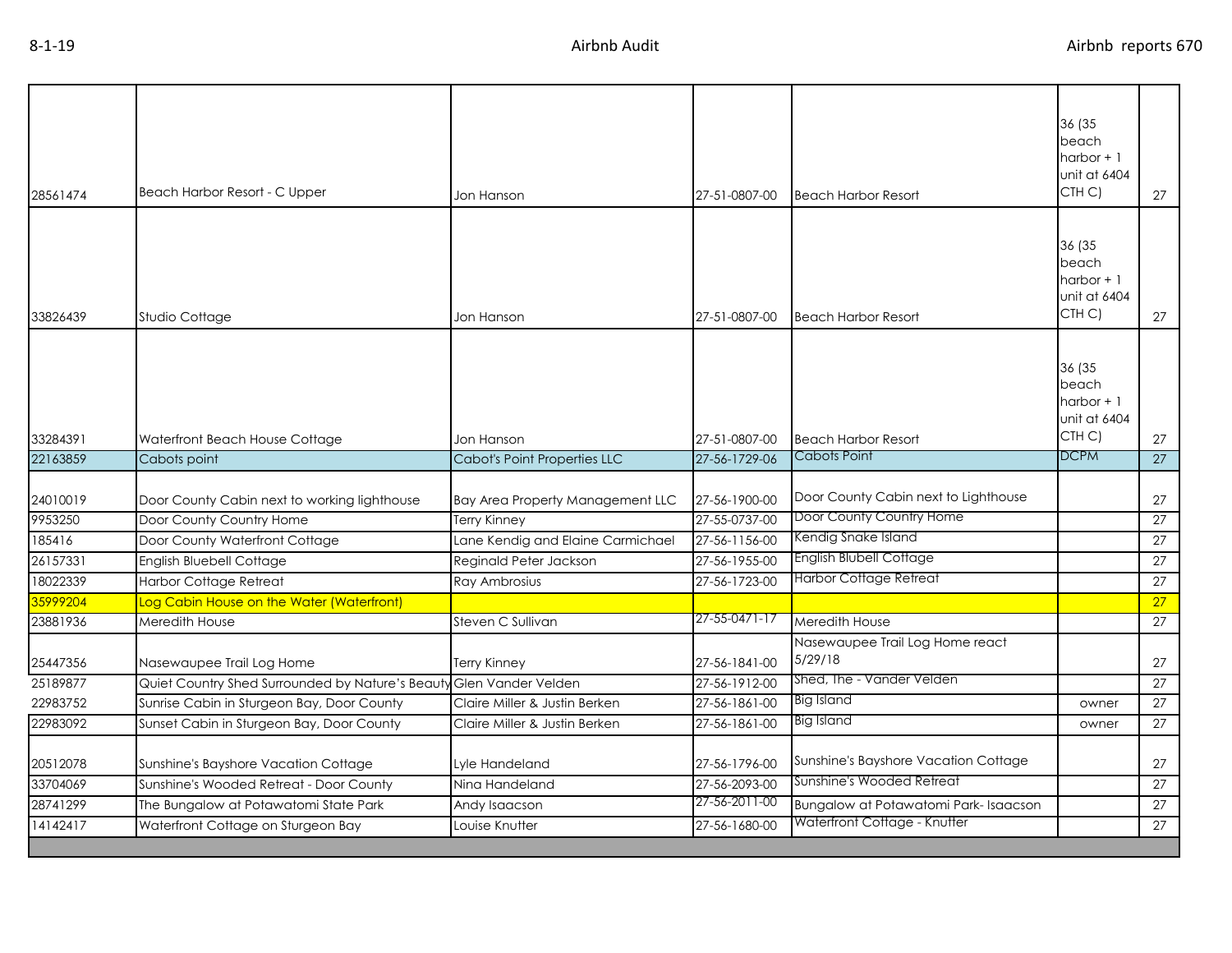| | | | | | | |
|---|---|---|---|---|---|---|
| 28561474 | Beach Harbor Resort - C Upper | Jon Hanson | 27-51-0807-00 | Beach Harbor Resort | 36 (35 beach harbor + 1 unit at 6404 CTH C) | 27 |
| 33826439 | Studio Cottage | Jon Hanson | 27-51-0807-00 | Beach Harbor Resort | 36 (35 beach harbor + 1 unit at 6404 CTH C) | 27 |
| 33284391 | Waterfront Beach House Cottage | Jon Hanson | 27-51-0807-00 | Beach Harbor Resort | 36 (35 beach harbor + 1 unit at 6404 CTH C) | 27 |
| 22163859 | Cabots point | Cabot's Point Properties LLC | 27-56-1729-06 | Cabots Point | DCPM | 27 |
| 24010019 | Door County Cabin next to working lighthouse | Bay Area Property Management LLC | 27-56-1900-00 | Door County Cabin next to Lighthouse | | 27 |
| 9953250 | Door County Country Home | Terry Kinney | 27-55-0737-00 | Door County Country Home | | 27 |
| 185416 | Door County Waterfront Cottage | Lane Kendig and Elaine Carmichael | 27-56-1156-00 | Kendig Snake Island | | 27 |
| 26157331 | English Bluebell Cottage | Reginald Peter Jackson | 27-56-1955-00 | English Blubell Cottage | | 27 |
| 18022339 | Harbor Cottage Retreat | Ray Ambrosius | 27-56-1723-00 | Harbor Cottage Retreat | | 27 |
| 35999204 | Log Cabin House on the Water (Waterfront) | | | | | 27 |
| 23881936 | Meredith House | Steven C Sullivan | 27-55-0471-17 | Meredith House | | 27 |
| 25447356 | Nasewaupee Trail Log Home | Terry Kinney | 27-56-1841-00 | Nasewaupee Trail Log Home react 5/29/18 | | 27 |
| 25189877 | Quiet Country Shed Surrounded by Nature's Beauty | Glen Vander Velden | 27-56-1912-00 | Shed, The - Vander Velden | | 27 |
| 22983752 | Sunrise Cabin in Sturgeon Bay, Door County | Claire Miller & Justin Berken | 27-56-1861-00 | Big Island | owner | 27 |
| 22983092 | Sunset Cabin in Sturgeon Bay, Door County | Claire Miller & Justin Berken | 27-56-1861-00 | Big Island | owner | 27 |
| 20512078 | Sunshine's Bayshore Vacation Cottage | Lyle Handeland | 27-56-1796-00 | Sunshine's Bayshore Vacation Cottage | | 27 |
| 33704069 | Sunshine's Wooded Retreat - Door County | Nina Handeland | 27-56-2093-00 | Sunshine's Wooded Retreat | | 27 |
| 28741299 | The Bungalow at Potawatomi State Park | Andy Isaacson | 27-56-2011-00 | Bungalow at Potawatomi Park- Isaacson | | 27 |
| 14142417 | Waterfront Cottage on Sturgeon Bay | Louise Knutter | 27-56-1680-00 | Waterfront Cottage - Knutter | | 27 |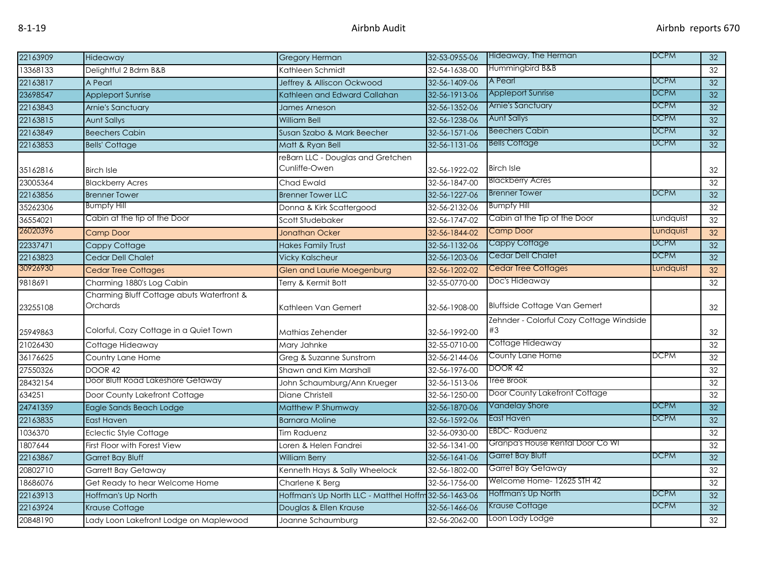| | | | | | | |
|---|---|---|---|---|---|---|
| 22163909 | Hideaway | Gregory Herman | 32-53-0955-06 | Hideaway, The Herman | DCPM | 32 |
| 13368133 | Delightful 2 Bdrm B&B | Kathleen Schmidt | 32-54-1638-00 | Hummingbird B&B | | 32 |
| 22163817 | A Pearl | Jeffrey & Alliscon Ockwood | 32-56-1409-06 | A Pearl | DCPM | 32 |
| 23698547 | Appleport Sunrise | Kathleen and Edward Callahan | 32-56-1913-06 | Appleport Sunrise | DCPM | 32 |
| 22163843 | Arnie's Sanctuary | James Arneson | 32-56-1352-06 | Arnie's Sanctuary | DCPM | 32 |
| 22163815 | Aunt Sallys | William Bell | 32-56-1238-06 | Aunt Sallys | DCPM | 32 |
| 22163849 | Beechers Cabin | Susan Szabo & Mark Beecher | 32-56-1571-06 | Beechers Cabin | DCPM | 32 |
| 22163853 | Bells' Cottage | Matt & Ryan Bell | 32-56-1131-06 | Bells Cottage | DCPM | 32 |
| 35162816 | Birch Isle | reBarn LLC - Douglas and Gretchen Cunliffe-Owen | 32-56-1922-02 | Birch Isle | | 32 |
| 23005364 | Blackberry Acres | Chad Ewald | 32-56-1847-00 | Blackberry Acres | | 32 |
| 22163856 | Brenner Tower | Brenner Tower LLC | 32-56-1227-06 | Brenner Tower | DCPM | 32 |
| 35262306 | Bumpfy Hill | Donna & Kirk Scattergood | 32-56-2132-06 | Bumpfy Hill | | 32 |
| 36554021 | Cabin at the tip of the Door | Scott Studebaker | 32-56-1747-02 | Cabin at the Tip of the Door | Lundquist | 32 |
| 26020396 | Camp Door | Jonathan Ocker | 32-56-1844-02 | Camp Door | Lundquist | 32 |
| 22337471 | Cappy Cottage | Hakes Family Trust | 32-56-1132-06 | Cappy Cottage | DCPM | 32 |
| 22163823 | Cedar Dell Chalet | Vicky Kalscheur | 32-56-1203-06 | Cedar Dell Chalet | DCPM | 32 |
| 30926930 | Cedar Tree Cottages | Glen and Laurie Moegenburg | 32-56-1202-02 | Cedar Tree Cottages | Lundquist | 32 |
| 9818691 | Charming 1880's Log Cabin | Terry & Kermit Bott | 32-55-0770-00 | Doc's Hideaway | | 32 |
| 23255108 | Charming Bluff Cottage abuts Waterfront & Orchards | Kathleen Van Gemert | 32-56-1908-00 | Bluffside Cottage Van Gemert | | 32 |
| 25949863 | Colorful, Cozy Cottage in a Quiet Town | Mathias Zehender | 32-56-1992-00 | Zehnder - Colorful Cozy Cottage Windside #3 | | 32 |
| 21026430 | Cottage Hideaway | Mary Jahnke | 32-55-0710-00 | Cottage Hideaway | | 32 |
| 36176625 | Country Lane Home | Greg & Suzanne Sunstrom | 32-56-2144-06 | County Lane Home | DCPM | 32 |
| 27550326 | DOOR 42 | Shawn and Kim Marshall | 32-56-1976-00 | DOOR 42 | | 32 |
| 28432154 | Door Bluff Road Lakeshore Getaway | John Schaumburg/Ann Krueger | 32-56-1513-06 | Tree Brook | | 32 |
| 634251 | Door County Lakefront Cottage | Diane Christell | 32-56-1250-00 | Door County Lakefront Cottage | | 32 |
| 24741359 | Eagle Sands Beach Lodge | Matthew P Shumway | 32-56-1870-06 | Vandelay Shore | DCPM | 32 |
| 22163835 | East Haven | Barnara Moline | 32-56-1592-06 | East Haven | DCPM | 32 |
| 1036370 | Eclectic Style Cottage | Tim Raduenz | 32-56-0930-00 | EBDC- Raduenz | | 32 |
| 1807644 | First Floor with Forest View | Loren & Helen Fandrei | 32-56-1341-00 | Granpa's House Rental Door Co WI | | 32 |
| 22163867 | Garret Bay Bluff | William Berry | 32-56-1641-06 | Garret Bay Bluff | DCPM | 32 |
| 20802710 | Garrett Bay Getaway | Kenneth Hays & Sally Wheelock | 32-56-1802-00 | Garret Bay Getaway | | 32 |
| 18686076 | Get Ready to hear Welcome Home | Charlene K Berg | 32-56-1756-00 | Welcome Home- 12625 STH 42 | | 32 |
| 22163913 | Hoffman's Up North | Hoffman's Up North LLC - Matthel Hoffm | 32-56-1463-06 | Hoffman's Up North | DCPM | 32 |
| 22163924 | Krause Cottage | Douglas & Ellen Krause | 32-56-1466-06 | Krause Cottage | DCPM | 32 |
| 20848190 | Lady Loon Lakefront Lodge on Maplewood | Joanne Schaumburg | 32-56-2062-00 | Loon Lady Lodge | | 32 |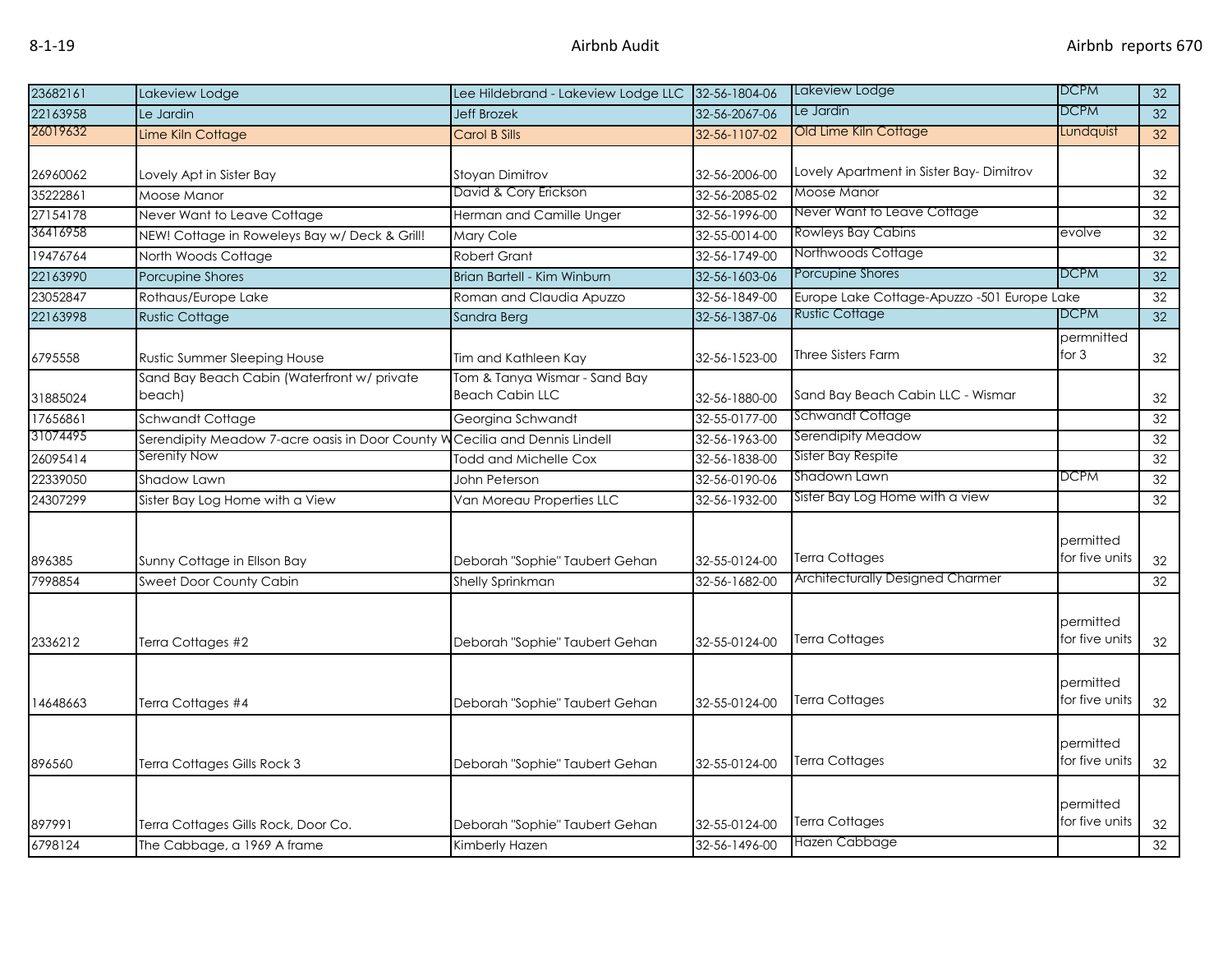| | | | | | | |
|---|---|---|---|---|---|---|
| 23682161 | Lakeview Lodge | Lee Hildebrand - Lakeview Lodge LLC | 32-56-1804-06 | Lakeview Lodge | DCPM | 32 |
| 22163958 | Le Jardin | Jeff Brozek | 32-56-2067-06 | Le Jardin | DCPM | 32 |
| 26019632 | Lime Kiln Cottage | Carol B Sills | 32-56-1107-02 | Old Lime Kiln Cottage | Lundquist | 32 |
| 26960062 | Lovely Apt in Sister Bay | Stoyan Dimitrov | 32-56-2006-00 | Lovely Apartment in Sister Bay- Dimitrov | | 32 |
| 35222861 | Moose Manor | David & Cory Erickson | 32-56-2085-02 | Moose Manor | | 32 |
| 27154178 | Never Want to Leave Cottage | Herman and Camille Unger | 32-56-1996-00 | Never Want to Leave Cottage | | 32 |
| 36416958 | NEW! Cottage in Roweleys Bay w/ Deck & Grill! | Mary Cole | 32-55-0014-00 | Rowleys Bay Cabins | evolve | 32 |
| 19476764 | North Woods Cottage | Robert Grant | 32-56-1749-00 | Northwoods Cottage | | 32 |
| 22163990 | Porcupine Shores | Brian Bartell - Kim Winburn | 32-56-1603-06 | Porcupine Shores | DCPM | 32 |
| 23052847 | Rothaus/Europe Lake | Roman and Claudia Apuzzo | 32-56-1849-00 | Europe Lake Cottage-Apuzzo -501 Europe Lake | | 32 |
| 22163998 | Rustic Cottage | Sandra Berg | 32-56-1387-06 | Rustic Cottage | DCPM | 32 |
| 6795558 | Rustic Summer Sleeping House | Tim and Kathleen Kay | 32-56-1523-00 | Three Sisters Farm | permnitted for 3 | 32 |
| 31885024 | Sand Bay Beach Cabin (Waterfront w/ private beach) | Tom & Tanya Wismar - Sand Bay Beach Cabin LLC | 32-56-1880-00 | Sand Bay Beach Cabin LLC - Wismar | | 32 |
| 17656861 | Schwandt Cottage | Georgina Schwandt | 32-55-0177-00 | Schwandt Cottage | | 32 |
| 31074495 | Serendipity Meadow 7-acre oasis in Door County W | Cecilia and Dennis Lindell | 32-56-1963-00 | Serendipity Meadow | | 32 |
| 26095414 | Serenity Now | Todd and Michelle Cox | 32-56-1838-00 | Sister Bay Respite | | 32 |
| 22339050 | Shadow Lawn | John Peterson | 32-56-0190-06 | Shadown Lawn | DCPM | 32 |
| 24307299 | Sister Bay Log Home with a View | Van Moreau Properties LLC | 32-56-1932-00 | Sister Bay Log Home with a view | | 32 |
| 896385 | Sunny Cottage in Ellson Bay | Deborah "Sophie" Taubert Gehan | 32-55-0124-00 | Terra Cottages | permitted for five units | 32 |
| 7998854 | Sweet Door County Cabin | Shelly Sprinkman | 32-56-1682-00 | Architecturally Designed Charmer | | 32 |
| 2336212 | Terra Cottages #2 | Deborah "Sophie" Taubert Gehan | 32-55-0124-00 | Terra Cottages | permitted for five units | 32 |
| 14648663 | Terra Cottages #4 | Deborah "Sophie" Taubert Gehan | 32-55-0124-00 | Terra Cottages | permitted for five units | 32 |
| 896560 | Terra Cottages Gills Rock 3 | Deborah "Sophie" Taubert Gehan | 32-55-0124-00 | Terra Cottages | permitted for five units | 32 |
| 897991 | Terra Cottages Gills Rock, Door Co. | Deborah "Sophie" Taubert Gehan | 32-55-0124-00 | Terra Cottages | permitted for five units | 32 |
| 6798124 | The Cabbage, a 1969 A frame | Kimberly Hazen | 32-56-1496-00 | Hazen Cabbage | | 32 |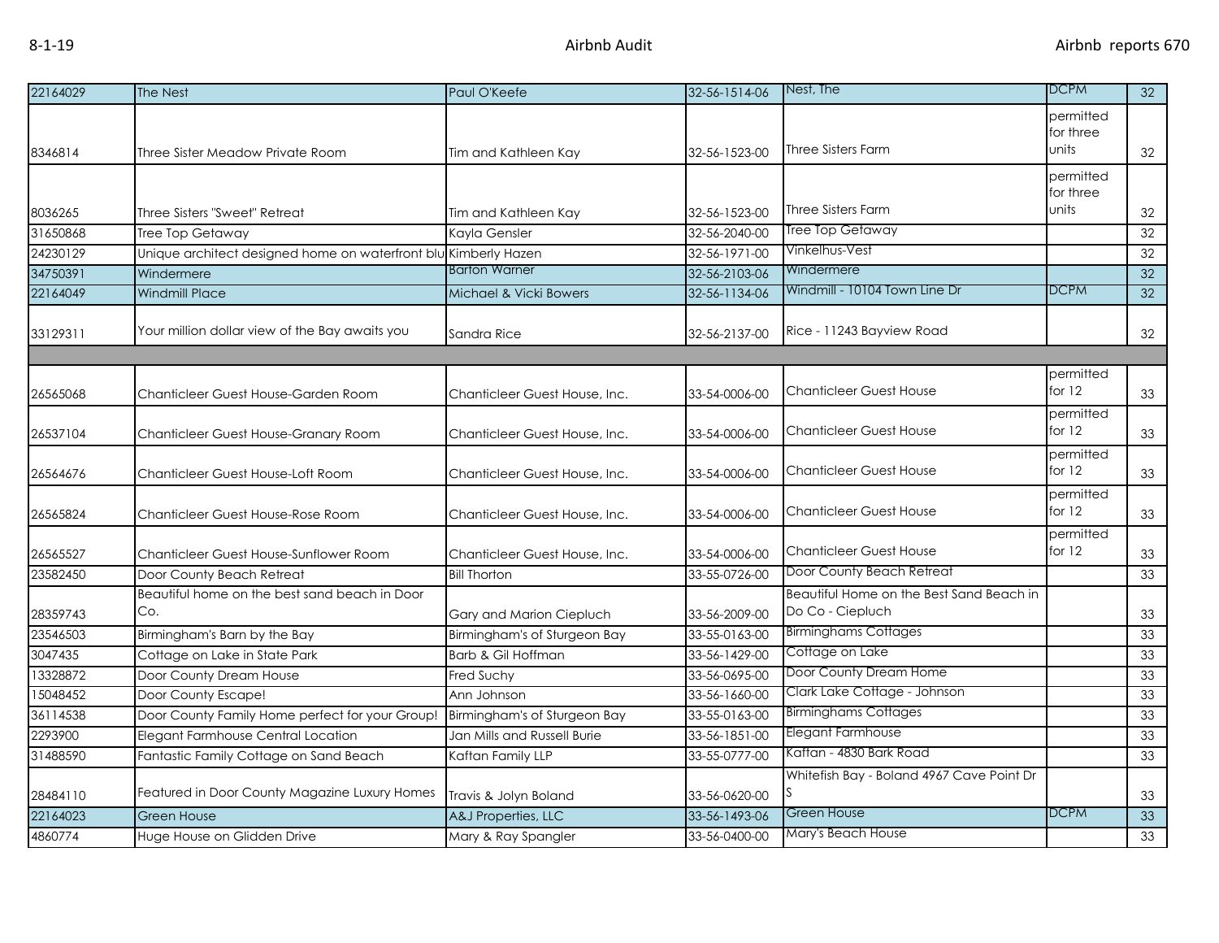| | | | | | | |
|---|---|---|---|---|---|---|
| 22164029 | The Nest | Paul O'Keefe | 32-56-1514-06 | Nest, The | DCPM | 32 |
| 8346814 | Three Sister Meadow Private Room | Tim and Kathleen Kay | 32-56-1523-00 | Three Sisters Farm | permitted for three units | 32 |
| 8036265 | Three Sisters "Sweet" Retreat | Tim and Kathleen Kay | 32-56-1523-00 | Three Sisters Farm | permitted for three units | 32 |
| 31650868 | Tree Top Getaway | Kayla Gensler | 32-56-2040-00 | Tree Top Getaway | | 32 |
| 24230129 | Unique architect designed home on waterfront blu | Kimberly Hazen | 32-56-1971-00 | Vinkelhus-Vest | | 32 |
| 34750391 | Windermere | Barton Warner | 32-56-2103-06 | Windermere | | 32 |
| 22164049 | Windmill Place | Michael & Vicki Bowers | 32-56-1134-06 | Windmill - 10104 Town Line Dr | DCPM | 32 |
| 33129311 | Your million dollar view of the Bay awaits you | Sandra Rice | 32-56-2137-00 | Rice - 11243 Bayview Road | | 32 |
| | | | | | | |
| 26565068 | Chanticleer Guest House-Garden Room | Chanticleer Guest House, Inc. | 33-54-0006-00 | Chanticleer Guest House | permitted for 12 | 33 |
| 26537104 | Chanticleer Guest House-Granary Room | Chanticleer Guest House, Inc. | 33-54-0006-00 | Chanticleer Guest House | permitted for 12 | 33 |
| 26564676 | Chanticleer Guest House-Loft Room | Chanticleer Guest House, Inc. | 33-54-0006-00 | Chanticleer Guest House | permitted for 12 | 33 |
| 26565824 | Chanticleer Guest House-Rose Room | Chanticleer Guest House, Inc. | 33-54-0006-00 | Chanticleer Guest House | permitted for 12 | 33 |
| 26565527 | Chanticleer Guest House-Sunflower Room | Chanticleer Guest House, Inc. | 33-54-0006-00 | Chanticleer Guest House | permitted for 12 | 33 |
| 23582450 | Door County Beach Retreat | Bill Thorton | 33-55-0726-00 | Door County Beach Retreat | | 33 |
| 28359743 | Beautiful home on the best sand beach in Door Co. | Gary and Marion Ciepluch | 33-56-2009-00 | Beautiful Home on the Best Sand Beach in Do Co - Ciepluch | | 33 |
| 23546503 | Birmingham's Barn by the Bay | Birmingham's of Sturgeon Bay | 33-55-0163-00 | Birminghams Cottages | | 33 |
| 3047435 | Cottage on Lake in State Park | Barb & Gil Hoffman | 33-56-1429-00 | Cottage on Lake | | 33 |
| 13328872 | Door County Dream House | Fred Suchy | 33-56-0695-00 | Door County Dream Home | | 33 |
| 15048452 | Door County Escape! | Ann Johnson | 33-56-1660-00 | Clark Lake Cottage - Johnson | | 33 |
| 36114538 | Door County Family Home perfect for your Group! | Birmingham's of Sturgeon Bay | 33-55-0163-00 | Birminghams Cottages | | 33 |
| 2293900 | Elegant Farmhouse Central Location | Jan Mills and Russell Burie | 33-56-1851-00 | Elegant Farmhouse | | 33 |
| 31488590 | Fantastic Family Cottage on Sand Beach | Kaftan Family LLP | 33-55-0777-00 | Kaftan - 4830 Bark Road | | 33 |
| 28484110 | Featured in Door County Magazine Luxury Homes | Travis & Jolyn Boland | 33-56-0620-00 | Whitefish Bay - Boland 4967 Cave Point Dr S | | 33 |
| 22164023 | Green House | A&J Properties, LLC | 33-56-1493-06 | Green House | DCPM | 33 |
| 4860774 | Huge House on Glidden Drive | Mary & Ray Spangler | 33-56-0400-00 | Mary's Beach House | | 33 |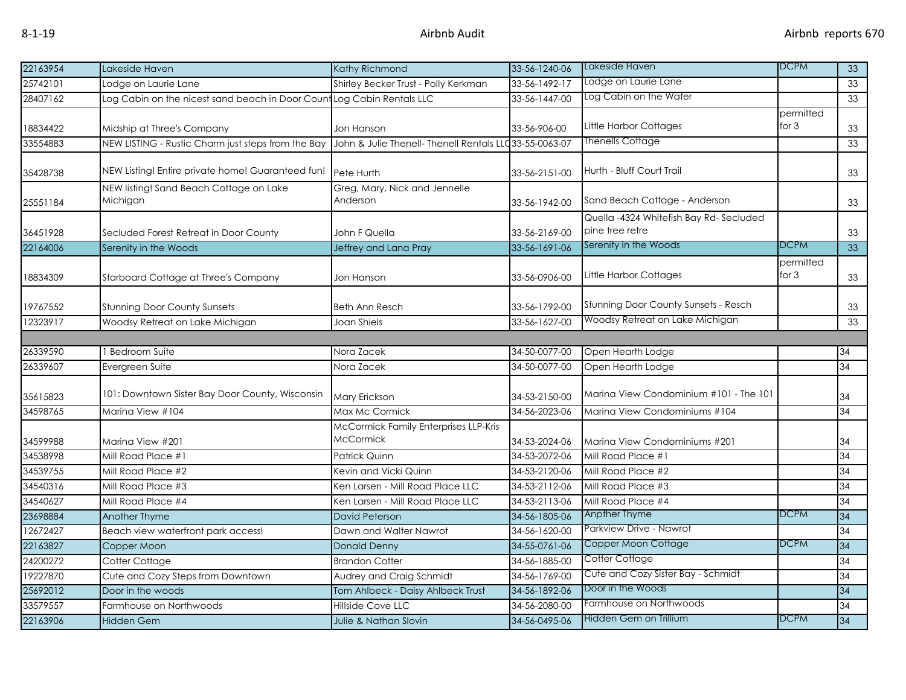| | | | | | | |
|---|---|---|---|---|---|---|
| 22163954 | Lakeside Haven | Kathy Richmond | 33-56-1240-06 | Lakeside Haven | DCPM | 33 |
| 25742101 | Lodge on Laurie Lane | Shirley Becker Trust - Polly Kerkman | 33-56-1492-17 | Lodge on Laurie Lane | | 33 |
| 28407162 | Log Cabin on the nicest sand beach in Door Count | Log Cabin Rentals LLC | 33-56-1447-00 | Log Cabin on the Water | | 33 |
| 18834422 | Midship at Three's Company | Jon Hanson | 33-56-906-00 | Little Harbor Cottages | permitted for 3 | 33 |
| 33554883 | NEW LISTING - Rustic Charm just steps from the Bay | John & Julie Thenell- Thenell Rentals LLC | 33-55-0063-07 | Thenells Cottage | | 33 |
| 35428738 | NEW Listing! Entire private home! Guaranteed fun! | Pete Hurth | 33-56-2151-00 | Hurth - Bluff Court Trail | | 33 |
| 25551184 | NEW listing! Sand Beach Cottage on Lake Michigan | Greg, Mary, Nick and Jennelle Anderson | 33-56-1942-00 | Sand Beach Cottage - Anderson | | 33 |
| 36451928 | Secluded Forest Retreat in Door County | John F Quella | 33-56-2169-00 | Quella -4324 Whitefish Bay Rd- Secluded pine tree retre | | 33 |
| 22164006 | Serenity in the Woods | Jeffrey and Lana Pray | 33-56-1691-06 | Serenity in the Woods | DCPM | 33 |
| 18834309 | Starboard Cottage at Three's Company | Jon Hanson | 33-56-0906-00 | Little Harbor Cottages | permitted for 3 | 33 |
| 19767552 | Stunning Door County Sunsets | Beth Ann Resch | 33-56-1792-00 | Stunning Door County Sunsets - Resch | | 33 |
| 12323917 | Woodsy Retreat on Lake Michigan | Joan Shiels | 33-56-1627-00 | Woodsy Retreat on Lake Michigan | | 33 |
| | | | | | | |
| 26339590 | 1 Bedroom Suite | Nora Zacek | 34-50-0077-00 | Open Hearth Lodge | | 34 |
| 26339607 | Evergreen Suite | Nora Zacek | 34-50-0077-00 | Open Hearth Lodge | | 34 |
| 35615823 | 101: Downtown Sister Bay Door County, Wisconsin | Mary Erickson | 34-53-2150-00 | Marina View Condominium #101 - The 101 | | 34 |
| 34598765 | Marina View #104 | Max Mc Cormick | 34-56-2023-06 | Marina View Condominiums #104 | | 34 |
| 34599988 | Marina View #201 | McCormick Family Enterprises LLP-Kris McCormick | 34-53-2024-06 | Marina View Condominiums #201 | | 34 |
| 34538998 | Mill Road Place #1 | Patrick Quinn | 34-53-2072-06 | Mill Road Place #1 | | 34 |
| 34539755 | Mill Road Place #2 | Kevin and Vicki Quinn | 34-53-2120-06 | Mill Road Place #2 | | 34 |
| 34540316 | Mill Road Place #3 | Ken Larsen - Mill Road Place LLC | 34-53-2112-06 | Mill Road Place #3 | | 34 |
| 34540627 | Mill Road Place #4 | Ken Larsen - Mill Road Place LLC | 34-53-2113-06 | Mill Road Place #4 | | 34 |
| 23698884 | Another Thyme | David Peterson | 34-56-1805-06 | Anpther Thyme | DCPM | 34 |
| 12672427 | Beach view waterfront park access! | Dawn and Walter Nawrot | 34-56-1620-00 | Parkview Drive - Nawrot | | 34 |
| 22163827 | Copper Moon | Donald Denny | 34-55-0761-06 | Copper Moon Cottage | DCPM | 34 |
| 24200272 | Cotter Cottage | Brandon Cotter | 34-56-1885-00 | Cotter Cottage | | 34 |
| 19227870 | Cute and Cozy Steps from Downtown | Audrey and Craig Schmidt | 34-56-1769-00 | Cute and Cozy Sister Bay - Schmidt | | 34 |
| 25692012 | Door in the woods | Tom Ahlbeck - Daisy Ahlbeck Trust | 34-56-1892-06 | Door in the Woods | | 34 |
| 33579557 | Farmhouse on Northwoods | Hillside Cove LLC | 34-56-2080-00 | Farmhouse on Northwoods | | 34 |
| 22163906 | Hidden Gem | Julie & Nathan Slovin | 34-56-0495-06 | Hidden Gem on Trillium | DCPM | 34 |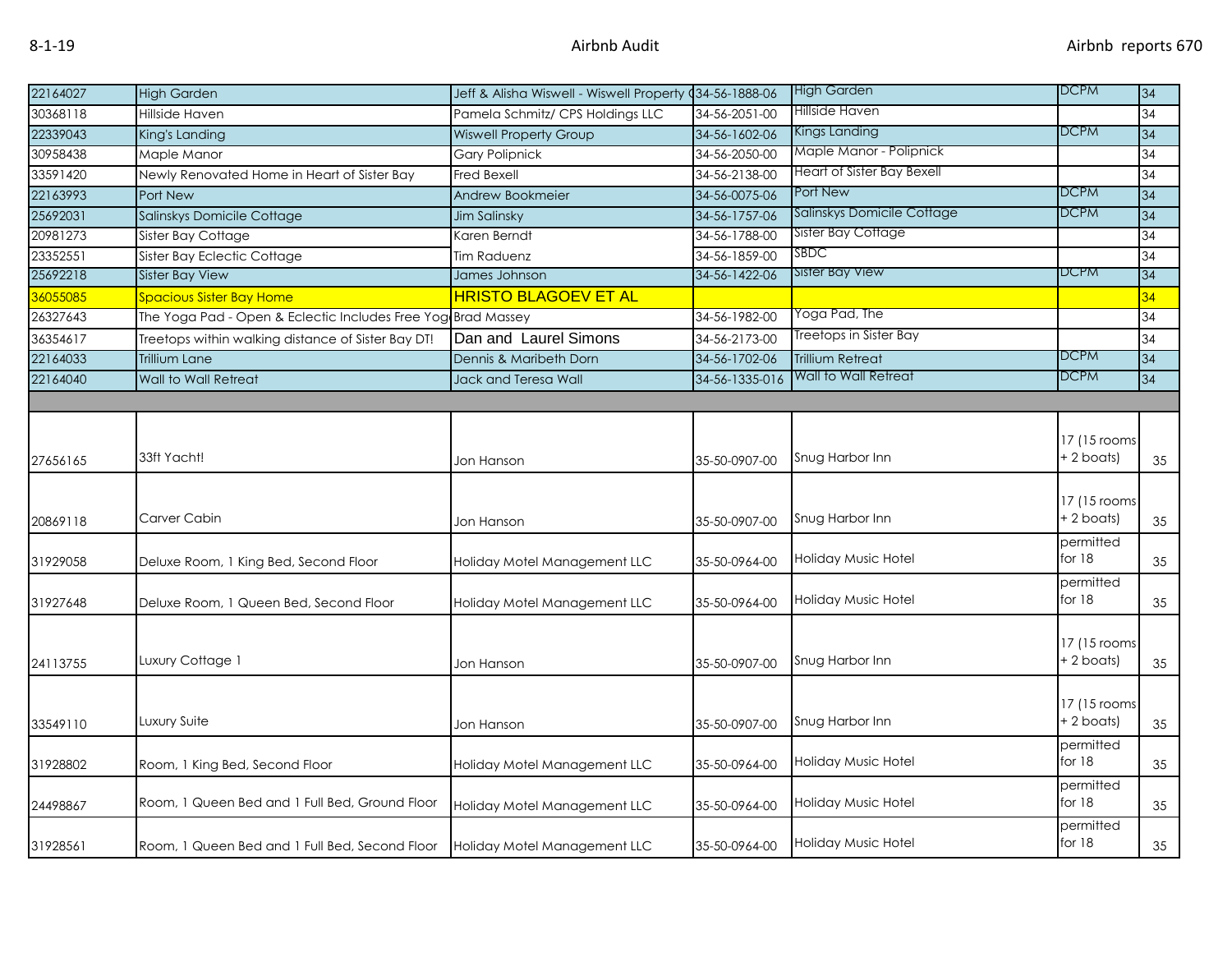| | | | | | | |
|---|---|---|---|---|---|---|
| 22164027 | High Garden | Jeff & Alisha Wiswell - Wiswell Property G | 34-56-1888-06 | High Garden | DCPM | 34 |
| 30368118 | Hillside Haven | Pamela Schmitz/ CPS Holdings LLC | 34-56-2051-00 | Hillside Haven | | 34 |
| 22339043 | King's Landing | Wiswell Property Group | 34-56-1602-06 | Kings Landing | DCPM | 34 |
| 30958438 | Maple Manor | Gary Polipnick | 34-56-2050-00 | Maple Manor - Polipnick | | 34 |
| 33591420 | Newly Renovated Home in Heart of Sister Bay | Fred Bexell | 34-56-2138-00 | Heart of Sister Bay Bexell | | 34 |
| 22163993 | Port New | Andrew Bookmeier | 34-56-0075-06 | Port New | DCPM | 34 |
| 25692031 | Salinskys Domicile Cottage | Jim Salinsky | 34-56-1757-06 | Salinskys Domicile Cottage | DCPM | 34 |
| 20981273 | Sister Bay Cottage | Karen Berndt | 34-56-1788-00 | Sister Bay Cottage | | 34 |
| 23352551 | Sister Bay Eclectic Cottage | Tim Raduenz | 34-56-1859-00 | SBDC | | 34 |
| 25692218 | Sister Bay View | James Johnson | 34-56-1422-06 | Sister Bay View | DCPM | 34 |
| 36055085 | Spacious Sister Bay Home | HRISTO BLAGOEV ET AL | | | | 34 |
| 26327643 | The Yoga Pad - Open & Eclectic Includes Free Yog | Brad Massey | 34-56-1982-00 | Yoga Pad, The | | 34 |
| 36354617 | Treetops within walking distance of Sister Bay DT! | Dan and Laurel Simons | 34-56-2173-00 | Treetops in Sister Bay | | 34 |
| 22164033 | Trillium Lane | Dennis & Maribeth Dorn | 34-56-1702-06 | Trillium Retreat | DCPM | 34 |
| 22164040 | Wall to Wall Retreat | Jack and Teresa Wall | 34-56-1335-016 | Wall to Wall Retreat | DCPM | 34 |
| | | | | | | |
| 27656165 | 33ft Yacht! | Jon Hanson | 35-50-0907-00 | Snug Harbor Inn | 17 (15 rooms + 2 boats) | 35 |
| 20869118 | Carver Cabin | Jon Hanson | 35-50-0907-00 | Snug Harbor Inn | 17 (15 rooms + 2 boats) | 35 |
| 31929058 | Deluxe Room, 1 King Bed, Second Floor | Holiday Motel Management LLC | 35-50-0964-00 | Holiday Music Hotel | permitted for 18 | 35 |
| 31927648 | Deluxe Room, 1 Queen Bed, Second Floor | Holiday Motel Management LLC | 35-50-0964-00 | Holiday Music Hotel | permitted for 18 | 35 |
| 24113755 | Luxury Cottage 1 | Jon Hanson | 35-50-0907-00 | Snug Harbor Inn | 17 (15 rooms + 2 boats) | 35 |
| 33549110 | Luxury Suite | Jon Hanson | 35-50-0907-00 | Snug Harbor Inn | 17 (15 rooms + 2 boats) | 35 |
| 31928802 | Room, 1 King Bed, Second Floor | Holiday Motel Management LLC | 35-50-0964-00 | Holiday Music Hotel | permitted for 18 | 35 |
| 24498867 | Room, 1 Queen Bed and 1 Full Bed, Ground Floor | Holiday Motel Management LLC | 35-50-0964-00 | Holiday Music Hotel | permitted for 18 | 35 |
| 31928561 | Room, 1 Queen Bed and 1 Full Bed, Second Floor | Holiday Motel Management LLC | 35-50-0964-00 | Holiday Music Hotel | permitted for 18 | 35 |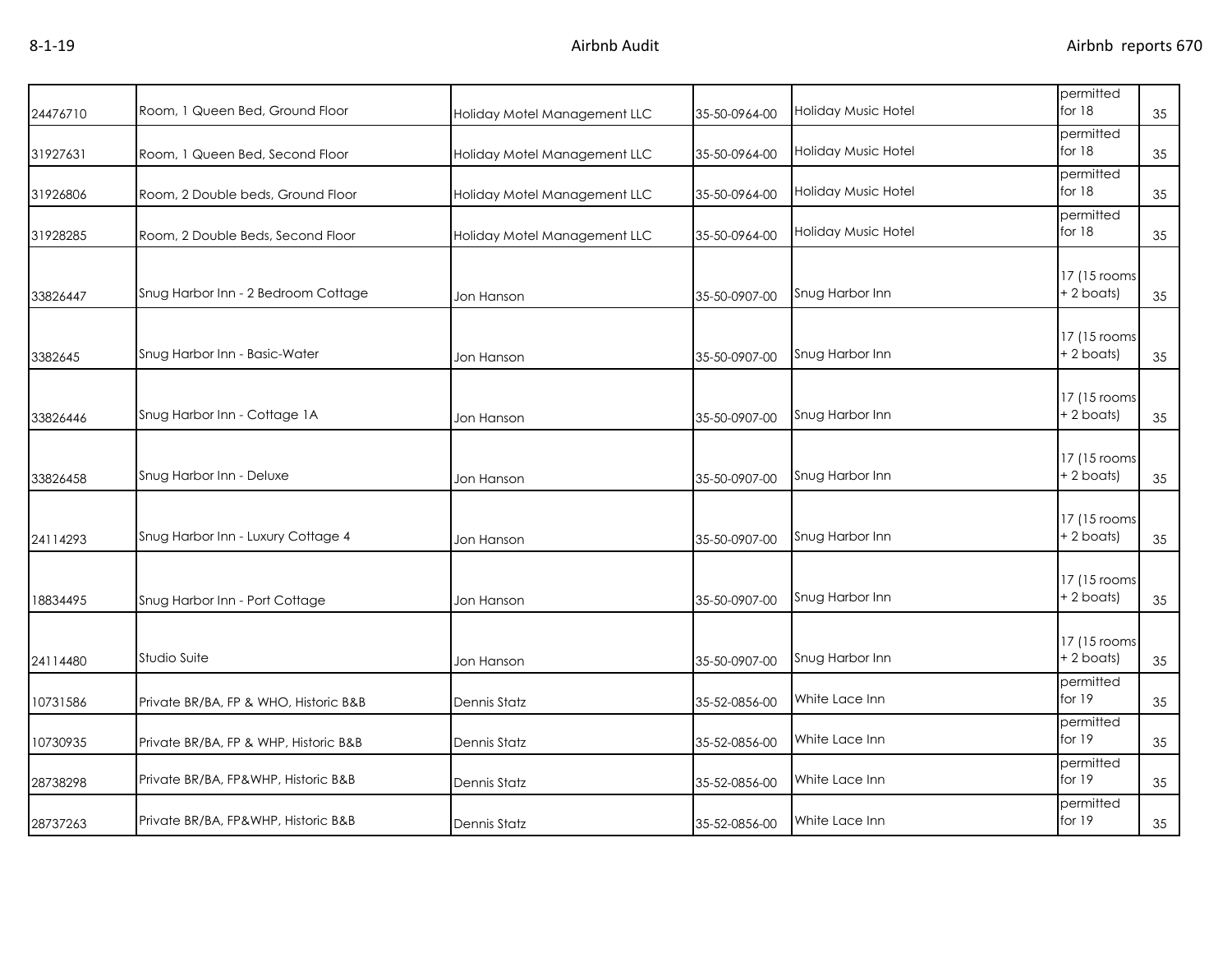| | | | | | | |
|---|---|---|---|---|---|---|
| 24476710 | Room, 1 Queen Bed, Ground Floor | Holiday Motel Management LLC | 35-50-0964-00 | Holiday Music Hotel | permitted for 18 | 35 |
| 31927631 | Room, 1 Queen Bed, Second Floor | Holiday Motel Management LLC | 35-50-0964-00 | Holiday Music Hotel | permitted for 18 | 35 |
| 31926806 | Room, 2 Double beds, Ground Floor | Holiday Motel Management LLC | 35-50-0964-00 | Holiday Music Hotel | permitted for 18 | 35 |
| 31928285 | Room, 2 Double Beds, Second Floor | Holiday Motel Management LLC | 35-50-0964-00 | Holiday Music Hotel | permitted for 18 | 35 |
| 33826447 | Snug Harbor Inn - 2 Bedroom Cottage | Jon Hanson | 35-50-0907-00 | Snug Harbor Inn | 17 (15 rooms + 2 boats) | 35 |
| 3382645 | Snug Harbor Inn - Basic-Water | Jon Hanson | 35-50-0907-00 | Snug Harbor Inn | 17 (15 rooms + 2 boats) | 35 |
| 33826446 | Snug Harbor Inn - Cottage 1A | Jon Hanson | 35-50-0907-00 | Snug Harbor Inn | 17 (15 rooms + 2 boats) | 35 |
| 33826458 | Snug Harbor Inn - Deluxe | Jon Hanson | 35-50-0907-00 | Snug Harbor Inn | 17 (15 rooms + 2 boats) | 35 |
| 24114293 | Snug Harbor Inn - Luxury Cottage 4 | Jon Hanson | 35-50-0907-00 | Snug Harbor Inn | 17 (15 rooms + 2 boats) | 35 |
| 18834495 | Snug Harbor Inn - Port Cottage | Jon Hanson | 35-50-0907-00 | Snug Harbor Inn | 17 (15 rooms + 2 boats) | 35 |
| 24114480 | Studio Suite | Jon Hanson | 35-50-0907-00 | Snug Harbor Inn | 17 (15 rooms + 2 boats) | 35 |
| 10731586 | Private BR/BA, FP & WHO, Historic B&B | Dennis Statz | 35-52-0856-00 | White Lace Inn | permitted for 19 | 35 |
| 10730935 | Private BR/BA, FP & WHP, Historic B&B | Dennis Statz | 35-52-0856-00 | White Lace Inn | permitted for 19 | 35 |
| 28738298 | Private BR/BA, FP&WHP, Historic B&B | Dennis Statz | 35-52-0856-00 | White Lace Inn | permitted for 19 | 35 |
| 28737263 | Private BR/BA, FP&WHP, Historic B&B | Dennis Statz | 35-52-0856-00 | White Lace Inn | permitted for 19 | 35 |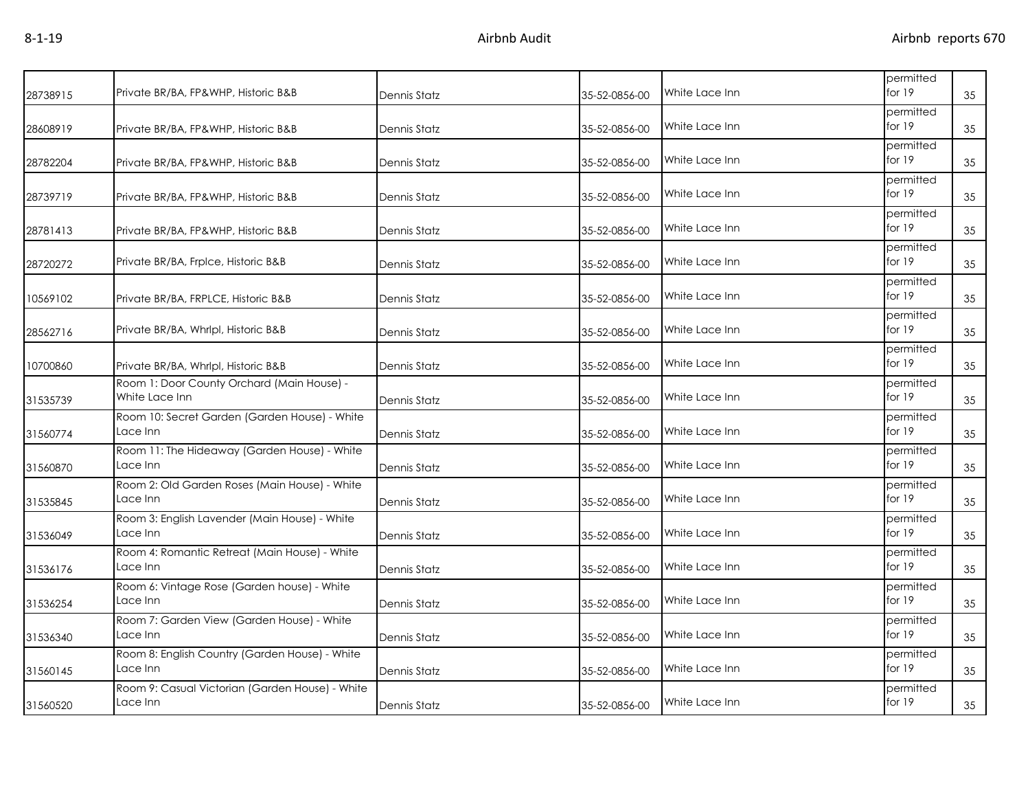| | | | | | | |
|---|---|---|---|---|---|---|
| 28738915 | Private BR/BA, FP&WHP, Historic B&B | Dennis Statz | 35-52-0856-00 | White Lace Inn | permitted for 19 | 35 |
| 28608919 | Private BR/BA, FP&WHP, Historic B&B | Dennis Statz | 35-52-0856-00 | White Lace Inn | permitted for 19 | 35 |
| 28782204 | Private BR/BA, FP&WHP, Historic B&B | Dennis Statz | 35-52-0856-00 | White Lace Inn | permitted for 19 | 35 |
| 28739719 | Private BR/BA, FP&WHP, Historic B&B | Dennis Statz | 35-52-0856-00 | White Lace Inn | permitted for 19 | 35 |
| 28781413 | Private BR/BA, FP&WHP, Historic B&B | Dennis Statz | 35-52-0856-00 | White Lace Inn | permitted for 19 | 35 |
| 28720272 | Private BR/BA, Frplce, Historic B&B | Dennis Statz | 35-52-0856-00 | White Lace Inn | permitted for 19 | 35 |
| 10569102 | Private BR/BA, FRPLCE, Historic B&B | Dennis Statz | 35-52-0856-00 | White Lace Inn | permitted for 19 | 35 |
| 28562716 | Private BR/BA, Whrlpl, Historic B&B | Dennis Statz | 35-52-0856-00 | White Lace Inn | permitted for 19 | 35 |
| 10700860 | Private BR/BA, Whrlpl, Historic B&B | Dennis Statz | 35-52-0856-00 | White Lace Inn | permitted for 19 | 35 |
| 31535739 | Room 1: Door County Orchard (Main House) - White Lace Inn | Dennis Statz | 35-52-0856-00 | White Lace Inn | permitted for 19 | 35 |
| 31560774 | Room 10: Secret Garden (Garden House) - White Lace Inn | Dennis Statz | 35-52-0856-00 | White Lace Inn | permitted for 19 | 35 |
| 31560870 | Room 11: The Hideaway (Garden House) - White Lace Inn | Dennis Statz | 35-52-0856-00 | White Lace Inn | permitted for 19 | 35 |
| 31535845 | Room 2: Old Garden Roses (Main House) - White Lace Inn | Dennis Statz | 35-52-0856-00 | White Lace Inn | permitted for 19 | 35 |
| 31536049 | Room 3: English Lavender (Main House) - White Lace Inn | Dennis Statz | 35-52-0856-00 | White Lace Inn | permitted for 19 | 35 |
| 31536176 | Room 4: Romantic Retreat (Main House) - White Lace Inn | Dennis Statz | 35-52-0856-00 | White Lace Inn | permitted for 19 | 35 |
| 31536254 | Room 6: Vintage Rose (Garden house) - White Lace Inn | Dennis Statz | 35-52-0856-00 | White Lace Inn | permitted for 19 | 35 |
| 31536340 | Room 7: Garden View (Garden House) - White Lace Inn | Dennis Statz | 35-52-0856-00 | White Lace Inn | permitted for 19 | 35 |
| 31560145 | Room 8: English Country (Garden House) - White Lace Inn | Dennis Statz | 35-52-0856-00 | White Lace Inn | permitted for 19 | 35 |
| 31560520 | Room 9: Casual Victorian (Garden House) - White Lace Inn | Dennis Statz | 35-52-0856-00 | White Lace Inn | permitted for 19 | 35 |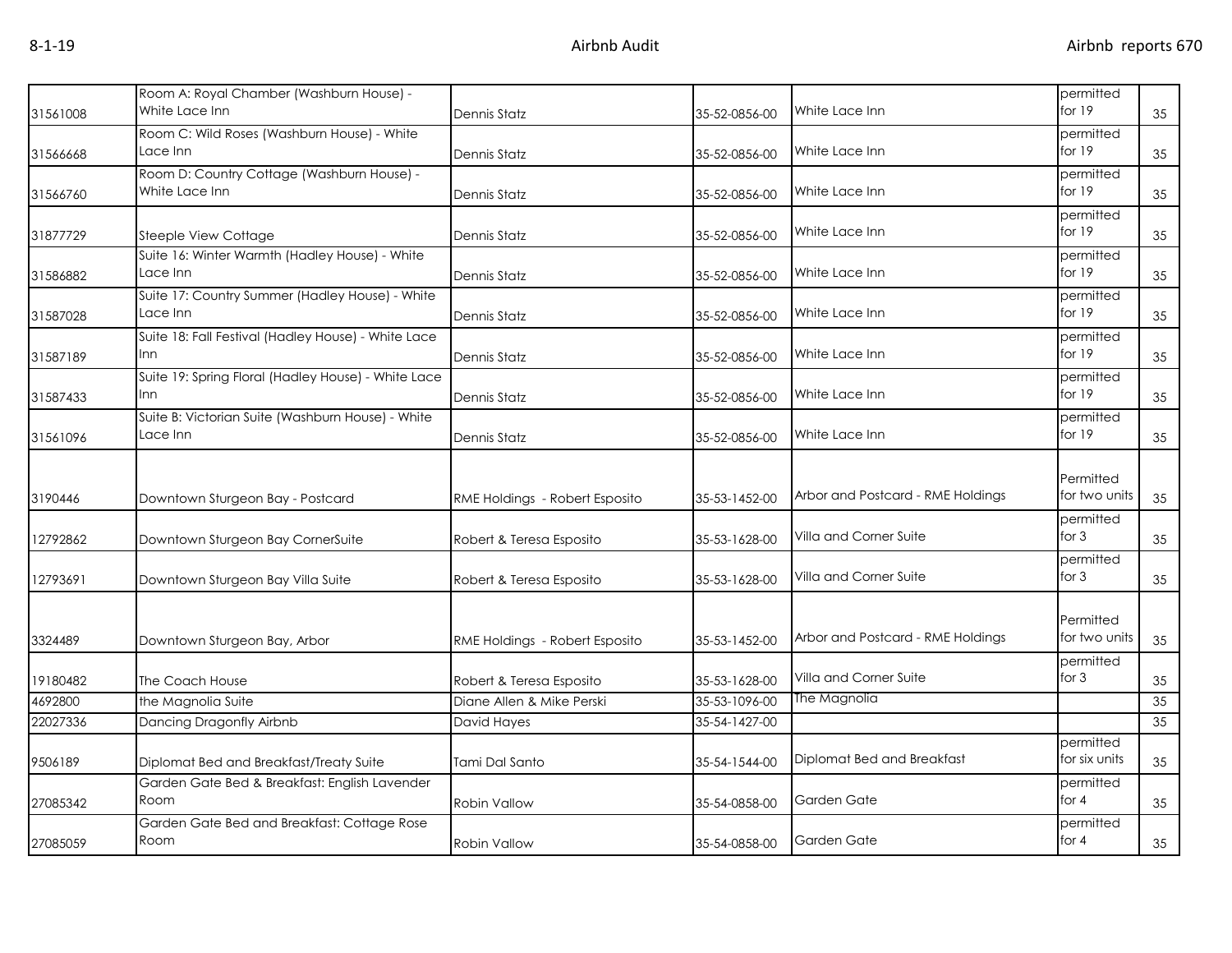| | | | | | | |
|---|---|---|---|---|---|---|
| 31561008 | Room A: Royal Chamber (Washburn House) - White Lace Inn | Dennis Statz | 35-52-0856-00 | White Lace Inn | permitted for 19 | 35 |
| 31566668 | Room C: Wild Roses (Washburn House) - White Lace Inn | Dennis Statz | 35-52-0856-00 | White Lace Inn | permitted for 19 | 35 |
| 31566760 | Room D: Country Cottage (Washburn House) - White Lace Inn | Dennis Statz | 35-52-0856-00 | White Lace Inn | permitted for 19 | 35 |
| 31877729 | Steeple View Cottage | Dennis Statz | 35-52-0856-00 | White Lace Inn | permitted for 19 | 35 |
| 31586882 | Suite 16: Winter Warmth (Hadley House) - White Lace Inn | Dennis Statz | 35-52-0856-00 | White Lace Inn | permitted for 19 | 35 |
| 31587028 | Suite 17: Country Summer (Hadley House) - White Lace Inn | Dennis Statz | 35-52-0856-00 | White Lace Inn | permitted for 19 | 35 |
| 31587189 | Suite 18: Fall Festival (Hadley House) - White Lace Inn | Dennis Statz | 35-52-0856-00 | White Lace Inn | permitted for 19 | 35 |
| 31587433 | Suite 19: Spring Floral (Hadley House) - White Lace Inn | Dennis Statz | 35-52-0856-00 | White Lace Inn | permitted for 19 | 35 |
| 31561096 | Suite B: Victorian Suite (Washburn House) - White Lace Inn | Dennis Statz | 35-52-0856-00 | White Lace Inn | permitted for 19 | 35 |
| 3190446 | Downtown Sturgeon Bay - Postcard | RME Holdings - Robert Esposito | 35-53-1452-00 | Arbor and Postcard - RME Holdings | Permitted for two units | 35 |
| 12792862 | Downtown Sturgeon Bay CornerSuite | Robert & Teresa Esposito | 35-53-1628-00 | Villa and Corner Suite | permitted for 3 | 35 |
| 12793691 | Downtown Sturgeon Bay Villa Suite | Robert & Teresa Esposito | 35-53-1628-00 | Villa and Corner Suite | permitted for 3 | 35 |
| 3324489 | Downtown Sturgeon Bay, Arbor | RME Holdings - Robert Esposito | 35-53-1452-00 | Arbor and Postcard - RME Holdings | Permitted for two units | 35 |
| 19180482 | The Coach House | Robert & Teresa Esposito | 35-53-1628-00 | Villa and Corner Suite | permitted for 3 | 35 |
| 4692800 | the Magnolia Suite | Diane Allen & Mike Perski | 35-53-1096-00 | The Magnolia | | 35 |
| 22027336 | Dancing Dragonfly Airbnb | David Hayes | 35-54-1427-00 | | | 35 |
| 9506189 | Diplomat Bed and Breakfast/Treaty Suite | Tami Dal Santo | 35-54-1544-00 | Diplomat Bed and Breakfast | permitted for six units | 35 |
| 27085342 | Garden Gate Bed & Breakfast: English Lavender Room | Robin Vallow | 35-54-0858-00 | Garden Gate | permitted for 4 | 35 |
| 27085059 | Garden Gate Bed and Breakfast: Cottage Rose Room | Robin Vallow | 35-54-0858-00 | Garden Gate | permitted for 4 | 35 |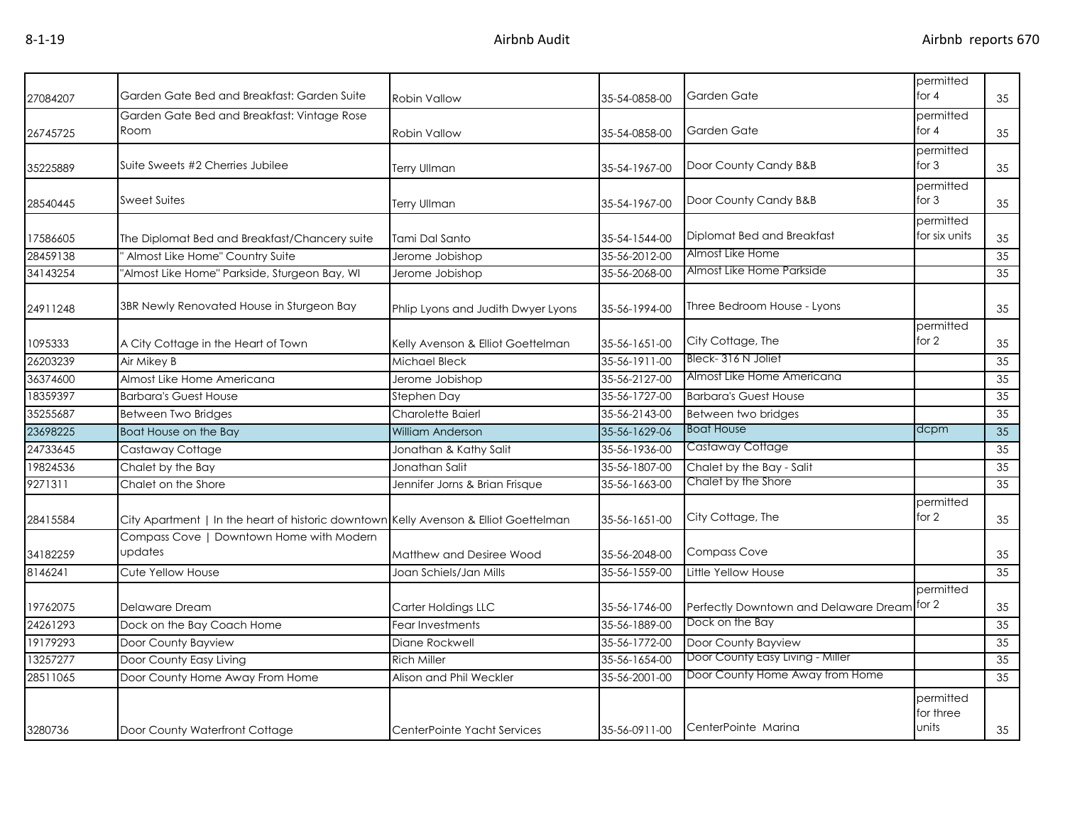| 27084207 | Garden Gate Bed and Breakfast: Garden Suite | Robin Vallow | 35-54-0858-00 | Garden Gate | permitted for 4 | 35 |
|---|---|---|---|---|---|---|
| 26745725 | Garden Gate Bed and Breakfast: Vintage Rose Room | Robin Vallow | 35-54-0858-00 | Garden Gate | permitted for 4 | 35 |
| 35225889 | Suite Sweets #2 Cherries Jubilee | Terry Ullman | 35-54-1967-00 | Door County Candy B&B | permitted for 3 | 35 |
| 28540445 | Sweet Suites | Terry Ullman | 35-54-1967-00 | Door County Candy B&B | permitted for 3 | 35 |
| 17586605 | The Diplomat Bed and Breakfast/Chancery suite | Tami Dal Santo | 35-54-1544-00 | Diplomat Bed and Breakfast | permitted for six units | 35 |
| 28459138 | " Almost Like Home" Country Suite | Jerome Jobishop | 35-56-2012-00 | Almost Like Home | | 35 |
| 34143254 | "Almost Like Home" Parkside, Sturgeon Bay, WI | Jerome Jobishop | 35-56-2068-00 | Almost Like Home Parkside | | 35 |
| 24911248 | 3BR Newly Renovated House in Sturgeon Bay | Phlip Lyons and Judith Dwyer Lyons | 35-56-1994-00 | Three Bedroom House - Lyons | | 35 |
| 1095333 | A City Cottage in the Heart of Town | Kelly Avenson & Elliot Goettelman | 35-56-1651-00 | City Cottage, The | permitted for 2 | 35 |
| 26203239 | Air Mikey B | Michael Bleck | 35-56-1911-00 | Bleck- 316 N Joliet | | 35 |
| 36374600 | Almost Like Home Americana | Jerome Jobishop | 35-56-2127-00 | Almost Like Home Americana | | 35 |
| 18359397 | Barbara's Guest House | Stephen Day | 35-56-1727-00 | Barbara's Guest House | | 35 |
| 35255687 | Between Two Bridges | Charolette Baierl | 35-56-2143-00 | Between two bridges | | 35 |
| 23698225 | Boat House on the Bay | William Anderson | 35-56-1629-06 | Boat House | dcpm | 35 |
| 24733645 | Castaway Cottage | Jonathan & Kathy Salit | 35-56-1936-00 | Castaway Cottage | | 35 |
| 19824536 | Chalet by the Bay | Jonathan Salit | 35-56-1807-00 | Chalet by the Bay - Salit | | 35 |
| 9271311 | Chalet on the Shore | Jennifer Jorns & Brian Frisque | 35-56-1663-00 | Chalet by the Shore | | 35 |
| 28415584 | City Apartment \| In the heart of historic downtown | Kelly Avenson & Elliot Goettelman | 35-56-1651-00 | City Cottage, The | permitted for 2 | 35 |
| 34182259 | Compass Cove \| Downtown Home with Modern updates | Matthew and Desiree Wood | 35-56-2048-00 | Compass Cove | | 35 |
| 8146241 | Cute Yellow House | Joan Schiels/Jan Mills | 35-56-1559-00 | Little Yellow House | | 35 |
| 19762075 | Delaware Dream | Carter Holdings LLC | 35-56-1746-00 | Perfectly Downtown and Delaware Dream | permitted for 2 | 35 |
| 24261293 | Dock on the Bay Coach Home | Fear Investments | 35-56-1889-00 | Dock on the Bay | | 35 |
| 19179293 | Door County Bayview | Diane Rockwell | 35-56-1772-00 | Door County Bayview | | 35 |
| 13257277 | Door County Easy Living | Rich Miller | 35-56-1654-00 | Door County Easy Living - Miller | | 35 |
| 28511065 | Door County Home Away From Home | Alison and Phil Weckler | 35-56-2001-00 | Door County Home Away from Home | | 35 |
| 3280736 | Door County Waterfront Cottage | CenterPointe Yacht Services | 35-56-0911-00 | CenterPointe Marina | permitted for three units | 35 |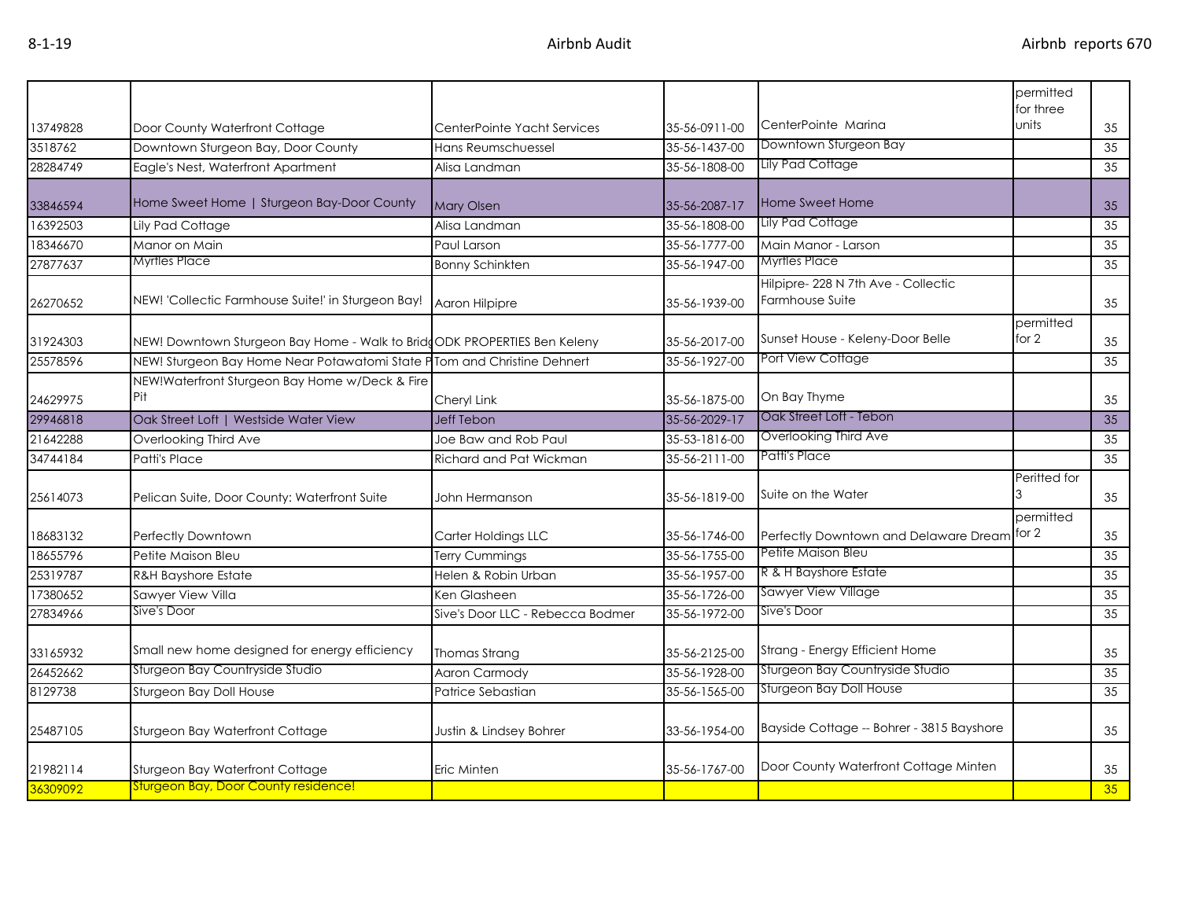| | | | | | | |
|---|---|---|---|---|---|---|
| 13749828 | Door County Waterfront Cottage | CenterPointe Yacht Services | 35-56-0911-00 | CenterPointe Marina | permitted for three units | 35 |
| 3518762 | Downtown Sturgeon Bay, Door County | Hans Reumschuessel | 35-56-1437-00 | Downtown Sturgeon Bay | | 35 |
| 28284749 | Eagle's Nest, Waterfront Apartment | Alisa Landman | 35-56-1808-00 | Lily Pad Cottage | | 35 |
| 33846594 | Home Sweet Home \| Sturgeon Bay-Door County | Mary Olsen | 35-56-2087-17 | Home Sweet Home | | 35 |
| 16392503 | Lily Pad Cottage | Alisa Landman | 35-56-1808-00 | Lily Pad Cottage | | 35 |
| 18346670 | Manor on Main | Paul Larson | 35-56-1777-00 | Main Manor - Larson | | 35 |
| 27877637 | Myrtles Place | Bonny Schinkten | 35-56-1947-00 | Myrtles Place | | 35 |
| 26270652 | NEW! 'Collectic Farmhouse Suite!' in Sturgeon Bay! | Aaron Hilpipre | 35-56-1939-00 | Hilpipre- 228 N 7th Ave - Collectic Farmhouse Suite | | 35 |
| 31924303 | NEW! Downtown Sturgeon Bay Home - Walk to Bridg | ODK PROPERTIES Ben Keleny | 35-56-2017-00 | Sunset House - Keleny-Door Belle | permitted for 2 | 35 |
| 25578596 | NEW! Sturgeon Bay Home Near Potawatomi State P | Tom and Christine Dehnert | 35-56-1927-00 | Port View Cottage | | 35 |
| 24629975 | NEW!Waterfront Sturgeon Bay Home w/Deck & Fire Pit | Cheryl Link | 35-56-1875-00 | On Bay Thyme | | 35 |
| 29946818 | Oak Street Loft \| Westside Water View | Jeff Tebon | 35-56-2029-17 | Oak Street Loft - Tebon | | 35 |
| 21642288 | Overlooking Third Ave | Joe Baw and Rob Paul | 35-53-1816-00 | Overlooking Third Ave | | 35 |
| 34744184 | Patti's Place | Richard and Pat Wickman | 35-56-2111-00 | Patti's Place | | 35 |
| 25614073 | Pelican Suite, Door County: Waterfront Suite | John Hermanson | 35-56-1819-00 | Suite on the Water | Peritted for 3 | 35 |
| 18683132 | Perfectly Downtown | Carter Holdings LLC | 35-56-1746-00 | Perfectly Downtown and Delaware Dream | permitted for 2 | 35 |
| 18655796 | Petite Maison Bleu | Terry Cummings | 35-56-1755-00 | Petite Maison Bleu | | 35 |
| 25319787 | R&H Bayshore Estate | Helen & Robin Urban | 35-56-1957-00 | R & H Bayshore Estate | | 35 |
| 17380652 | Sawyer View Villa | Ken Glasheen | 35-56-1726-00 | Sawyer View Village | | 35 |
| 27834966 | Sive's Door | Sive's Door LLC - Rebecca Bodmer | 35-56-1972-00 | Sive's Door | | 35 |
| 33165932 | Small new home designed for energy efficiency | Thomas Strang | 35-56-2125-00 | Strang - Energy Efficient Home | | 35 |
| 26452662 | Sturgeon Bay Countryside Studio | Aaron Carmody | 35-56-1928-00 | Sturgeon Bay Countryside Studio | | 35 |
| 8129738 | Sturgeon Bay Doll House | Patrice Sebastian | 35-56-1565-00 | Sturgeon Bay Doll House | | 35 |
| 25487105 | Sturgeon Bay Waterfront Cottage | Justin & Lindsey Bohrer | 33-56-1954-00 | Bayside Cottage -- Bohrer - 3815 Bayshore | | 35 |
| 21982114 | Sturgeon Bay Waterfront Cottage | Eric Minten | 35-56-1767-00 | Door County Waterfront Cottage Minten | | 35 |
| 36309092 | Sturgeon Bay, Door County residence! | | | | | 35 |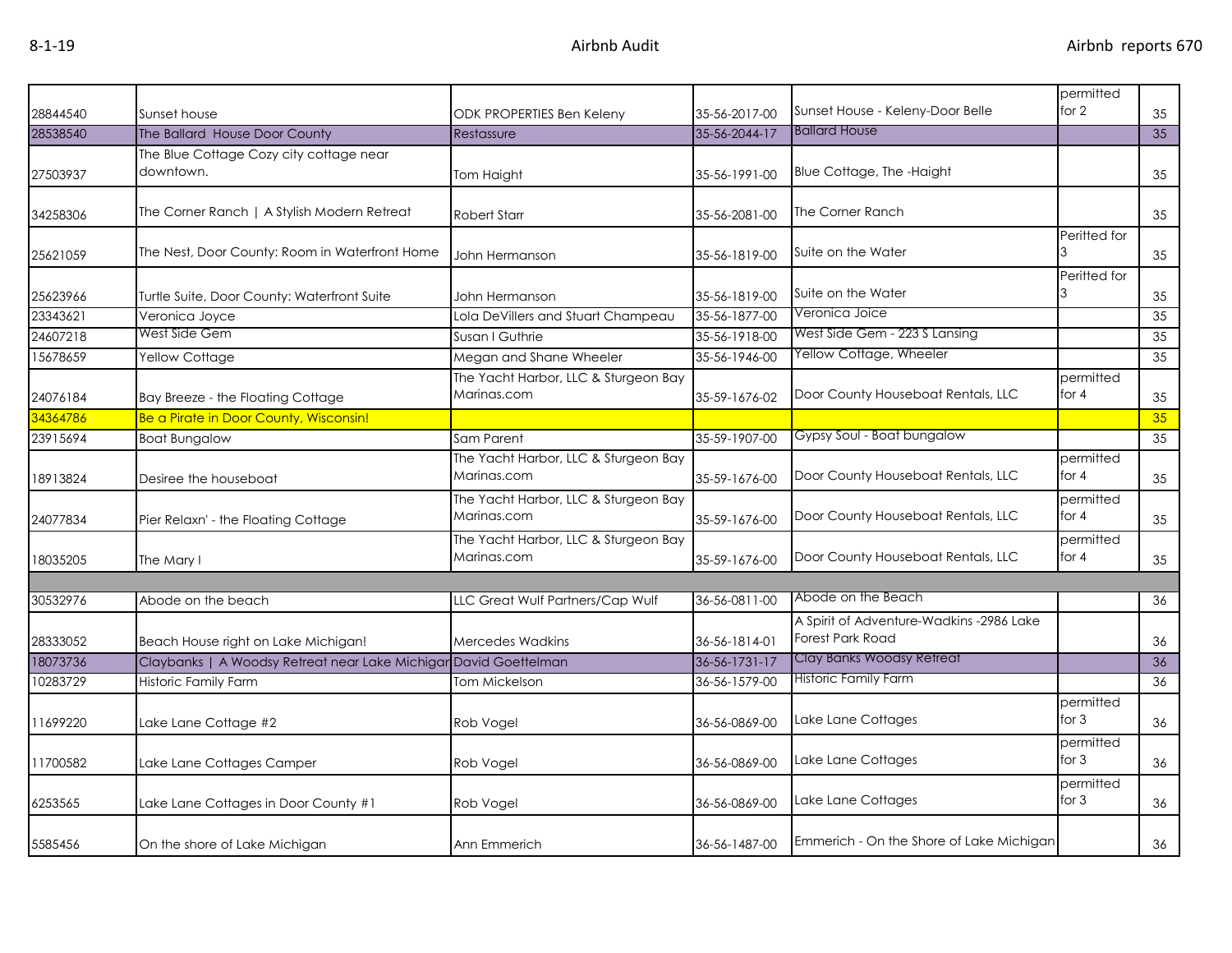| | | | | | | |
|---|---|---|---|---|---|---|
| 28844540 | Sunset house | ODK PROPERTIES Ben Keleny | 35-56-2017-00 | Sunset House - Keleny-Door Belle | permitted for 2 | 35 |
| 28538540 | The Ballard House Door County | Restassure | 35-56-2044-17 | Ballard House | | 35 |
| 27503937 | The Blue Cottage Cozy city cottage near downtown. | Tom Haight | 35-56-1991-00 | Blue Cottage, The -Haight | | 35 |
| 34258306 | The Corner Ranch \| A Stylish Modern Retreat | Robert Starr | 35-56-2081-00 | The Corner Ranch | | 35 |
| 25621059 | The Nest, Door County: Room in Waterfront Home | John Hermanson | 35-56-1819-00 | Suite on the Water | Peritted for 3 | 35 |
| 25623966 | Turtle Suite, Door County: Waterfront Suite | John Hermanson | 35-56-1819-00 | Suite on the Water | Peritted for 3 | 35 |
| 23343621 | Veronica Joyce | Lola DeVillers and Stuart Champeau | 35-56-1877-00 | Veronica Joice | | 35 |
| 24607218 | West Side Gem | Susan I Guthrie | 35-56-1918-00 | West Side Gem - 223 S Lansing | | 35 |
| 15678659 | Yellow Cottage | Megan and Shane Wheeler | 35-56-1946-00 | Yellow Cottage, Wheeler | | 35 |
| 24076184 | Bay Breeze - the Floating Cottage | The Yacht Harbor, LLC & Sturgeon Bay Marinas.com | 35-59-1676-02 | Door County Houseboat Rentals, LLC | permitted for 4 | 35 |
| 34364786 | Be a Pirate in Door County, Wisconsin! | | | | | 35 |
| 23915694 | Boat Bungalow | Sam Parent | 35-59-1907-00 | Gypsy Soul - Boat bungalow | | 35 |
| 18913824 | Desiree the houseboat | The Yacht Harbor, LLC & Sturgeon Bay Marinas.com | 35-59-1676-00 | Door County Houseboat Rentals, LLC | permitted for 4 | 35 |
| 24077834 | Pier Relaxn' - the Floating Cottage | The Yacht Harbor, LLC & Sturgeon Bay Marinas.com | 35-59-1676-00 | Door County Houseboat Rentals, LLC | permitted for 4 | 35 |
| 18035205 | The Mary I | The Yacht Harbor, LLC & Sturgeon Bay Marinas.com | 35-59-1676-00 | Door County Houseboat Rentals, LLC | permitted for 4 | 35 |
| | | | | | | |
| 30532976 | Abode on the beach | LLC Great Wulf Partners/Cap Wulf | 36-56-0811-00 | Abode on the Beach | | 36 |
| 28333052 | Beach House right on Lake Michigan! | Mercedes Wadkins | 36-56-1814-01 | A Spirit of Adventure-Wadkins -2986 Lake Forest Park Road | | 36 |
| 18073736 | Claybanks \| A Woodsy Retreat near Lake Michigan | David Goettelman | 36-56-1731-17 | Clay Banks Woodsy Retreat | | 36 |
| 10283729 | Historic Family Farm | Tom Mickelson | 36-56-1579-00 | Historic Family Farm | | 36 |
| 11699220 | Lake Lane Cottage #2 | Rob Vogel | 36-56-0869-00 | Lake Lane Cottages | permitted for 3 | 36 |
| 11700582 | Lake Lane Cottages Camper | Rob Vogel | 36-56-0869-00 | Lake Lane Cottages | permitted for 3 | 36 |
| 6253565 | Lake Lane Cottages in Door County #1 | Rob Vogel | 36-56-0869-00 | Lake Lane Cottages | permitted for 3 | 36 |
| 5585456 | On the shore of Lake Michigan | Ann Emmerich | 36-56-1487-00 | Emmerich - On the Shore of Lake Michigan | | 36 |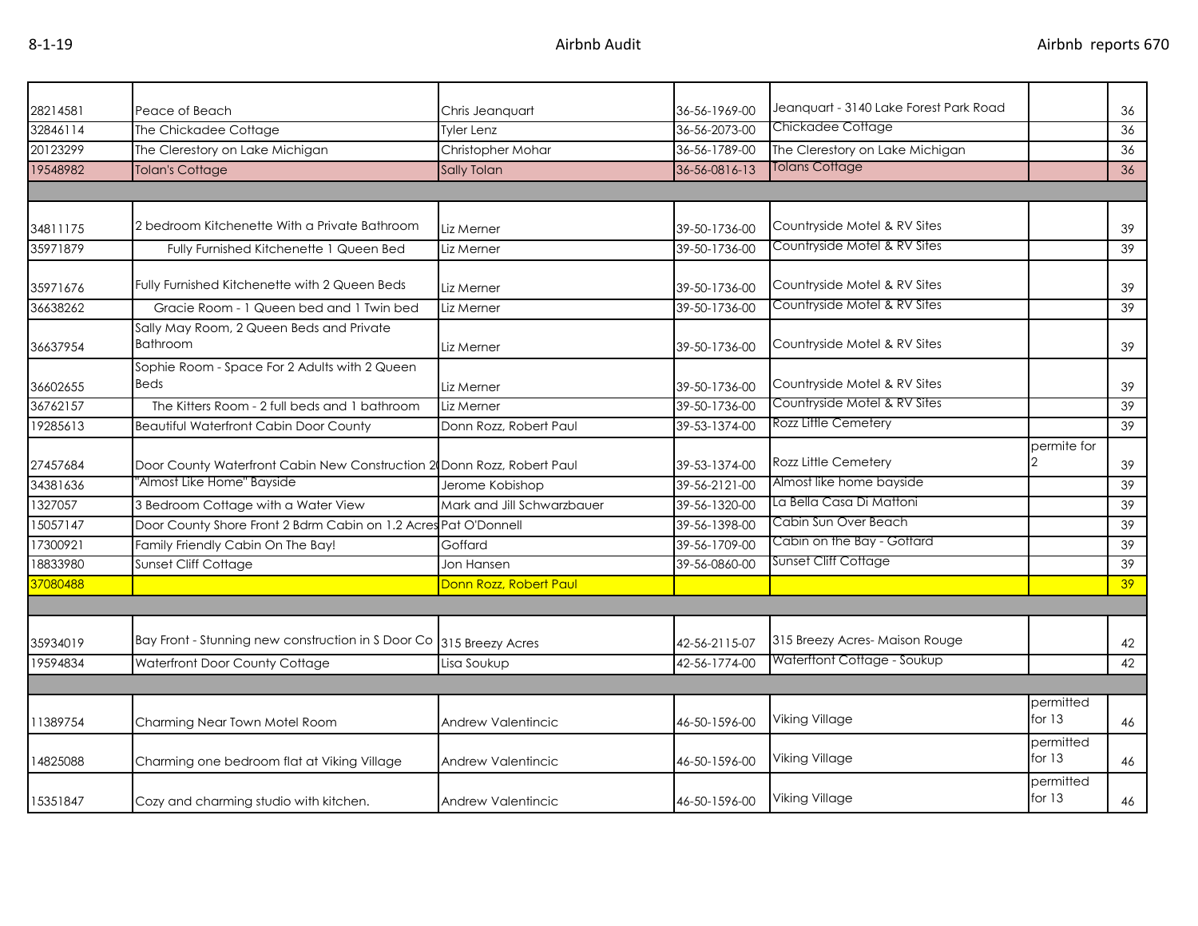| | | | | | | |
|---|---|---|---|---|---|---|
| 28214581 | Peace of Beach | Chris Jeanquart | 36-56-1969-00 | Jeanquart - 3140 Lake Forest Park Road | | 36 |
| 32846114 | The Chickadee Cottage | Tyler Lenz | 36-56-2073-00 | Chickadee Cottage | | 36 |
| 20123299 | The Clerestory on Lake Michigan | Christopher Mohar | 36-56-1789-00 | The Clerestory on Lake Michigan | | 36 |
| 19548982 | Tolan's Cottage | Sally Tolan | 36-56-0816-13 | Tolans Cottage | | 36 |
| | | | | | | |
| 34811175 | 2 bedroom Kitchenette With a Private Bathroom | Liz Merner | 39-50-1736-00 | Countryside Motel & RV Sites | | 39 |
| 35971879 | Fully Furnished Kitchenette 1 Queen Bed | Liz Merner | 39-50-1736-00 | Countryside Motel & RV Sites | | 39 |
| 35971676 | Fully Furnished Kitchenette with 2 Queen Beds | Liz Merner | 39-50-1736-00 | Countryside Motel & RV Sites | | 39 |
| 36638262 | Gracie Room - 1 Queen bed and 1 Twin bed | Liz Merner | 39-50-1736-00 | Countryside Motel & RV Sites | | 39 |
| 36637954 | Sally May Room, 2 Queen Beds and Private Bathroom | Liz Merner | 39-50-1736-00 | Countryside Motel & RV Sites | | 39 |
| 36602655 | Sophie Room - Space For 2 Adults with 2 Queen Beds | Liz Merner | 39-50-1736-00 | Countryside Motel & RV Sites | | 39 |
| 36762157 | The Kitters Room - 2 full beds and 1 bathroom | Liz Merner | 39-50-1736-00 | Countryside Motel & RV Sites | | 39 |
| 19285613 | Beautiful Waterfront Cabin Door County | Donn Rozz, Robert Paul | 39-53-1374-00 | Rozz Little Cemetery | | 39 |
| 27457684 | Door County Waterfront Cabin New Construction 2( | Donn Rozz, Robert Paul | 39-53-1374-00 | Rozz Little Cemetery | permite for 2 | 39 |
| 34381636 | "Almost Like Home" Bayside | Jerome Kobishop | 39-56-2121-00 | Almost like home bayside | | 39 |
| 1327057 | 3 Bedroom Cottage with a Water View | Mark and Jill Schwarzbauer | 39-56-1320-00 | La Bella Casa Di Mattoni | | 39 |
| 15057147 | Door County Shore Front 2 Bdrm Cabin on 1.2 Acres | Pat O'Donnell | 39-56-1398-00 | Cabin Sun Over Beach | | 39 |
| 17300921 | Family Friendly Cabin On The Bay! | Goffard | 39-56-1709-00 | Cabin on the Bay - Goffard | | 39 |
| 18833980 | Sunset Cliff Cottage | Jon Hansen | 39-56-0860-00 | Sunset Cliff Cottage | | 39 |
| 37080488 | | Donn Rozz, Robert Paul | | | | 39 |
| | | | | | | |
| 35934019 | Bay Front - Stunning new construction in S Door Co | 315 Breezy Acres | 42-56-2115-07 | 315 Breezy Acres- Maison Rouge | | 42 |
| 19594834 | Waterfront Door County Cottage | Lisa Soukup | 42-56-1774-00 | Waterftont Cottage - Soukup | | 42 |
| | | | | | | |
| 11389754 | Charming Near Town Motel Room | Andrew Valentincic | 46-50-1596-00 | Viking Village | permitted for 13 | 46 |
| 14825088 | Charming one bedroom flat at Viking Village | Andrew Valentincic | 46-50-1596-00 | Viking Village | permitted for 13 | 46 |
| 15351847 | Cozy and charming studio with kitchen. | Andrew Valentincic | 46-50-1596-00 | Viking Village | permitted for 13 | 46 |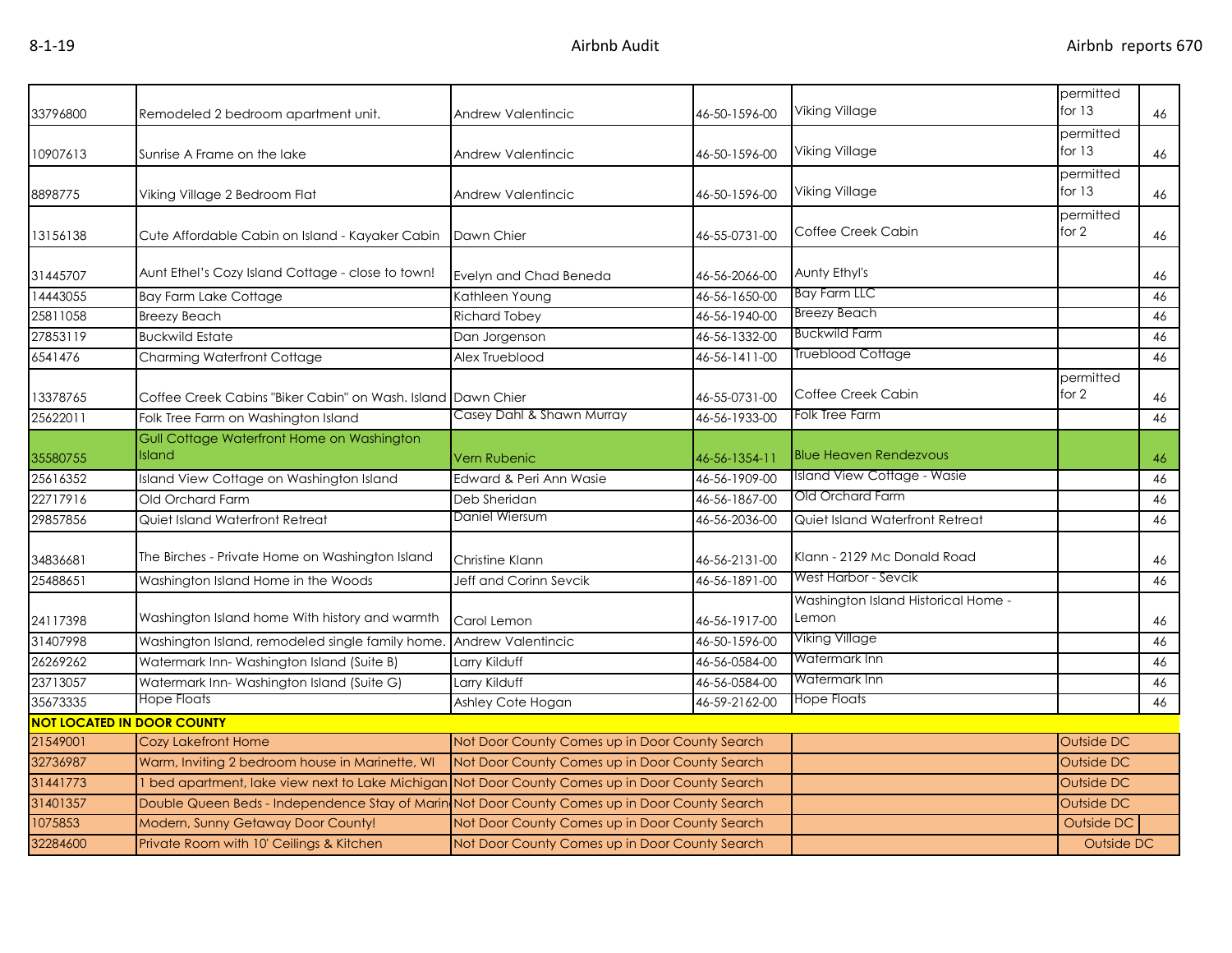| | | | | | | |
|---|---|---|---|---|---|---|
| 33796800 | Remodeled 2 bedroom apartment unit. | Andrew Valentincic | 46-50-1596-00 | Viking Village | permitted for 13 | 46 |
| 10907613 | Sunrise A Frame on the lake | Andrew Valentincic | 46-50-1596-00 | Viking Village | permitted for 13 | 46 |
| 8898775 | Viking Village 2 Bedroom Flat | Andrew Valentincic | 46-50-1596-00 | Viking Village | permitted for 13 | 46 |
| 13156138 | Cute Affordable Cabin on Island - Kayaker Cabin | Dawn Chier | 46-55-0731-00 | Coffee Creek Cabin | permitted for 2 | 46 |
| 31445707 | Aunt Ethel's Cozy Island Cottage - close to town! | Evelyn and Chad Beneda | 46-56-2066-00 | Aunty Ethyl's | | 46 |
| 14443055 | Bay Farm Lake Cottage | Kathleen Young | 46-56-1650-00 | Bay Farm LLC | | 46 |
| 25811058 | Breezy Beach | Richard Tobey | 46-56-1940-00 | Breezy Beach | | 46 |
| 27853119 | Buckwild Estate | Dan Jorgenson | 46-56-1332-00 | Buckwild Farm | | 46 |
| 6541476 | Charming Waterfront Cottage | Alex Trueblood | 46-56-1411-00 | Trueblood Cottage | | 46 |
| 13378765 | Coffee Creek Cabins "Biker Cabin" on Wash. Island | Dawn Chier | 46-55-0731-00 | Coffee Creek Cabin | permitted for 2 | 46 |
| 25622011 | Folk Tree Farm on Washington Island | Casey Dahl & Shawn Murray | 46-56-1933-00 | Folk Tree Farm | | 46 |
| 35580755 | Gull Cottage Waterfront Home on Washington Island | Vern Rubenic | 46-56-1354-11 | Blue Heaven Rendezvous | | 46 |
| 25616352 | Island View Cottage on Washington Island | Edward & Peri Ann Wasie | 46-56-1909-00 | Island View Cottage - Wasie | | 46 |
| 22717916 | Old Orchard Farm | Deb Sheridan | 46-56-1867-00 | Old Orchard Farm | | 46 |
| 29857856 | Quiet Island Waterfront Retreat | Daniel Wiersum | 46-56-2036-00 | Quiet Island Waterfront Retreat | | 46 |
| 34836681 | The Birches - Private Home on Washington Island | Christine Klann | 46-56-2131-00 | Klann - 2129 Mc Donald Road | | 46 |
| 25488651 | Washington Island Home in the Woods | Jeff and Corinn Sevcik | 46-56-1891-00 | West Harbor - Sevcik | | 46 |
| 24117398 | Washington Island home With history and warmth | Carol Lemon | 46-56-1917-00 | Washington Island Historical Home - Lemon | | 46 |
| 31407998 | Washington Island, remodeled single family home. | Andrew Valentincic | 46-50-1596-00 | Viking Village | | 46 |
| 26269262 | Watermark Inn- Washington Island (Suite B) | Larry Kilduff | 46-56-0584-00 | Watermark Inn | | 46 |
| 23713057 | Watermark Inn- Washington Island (Suite G) | Larry Kilduff | 46-56-0584-00 | Watermark Inn | | 46 |
| 35673335 | Hope Floats | Ashley Cote Hogan | 46-59-2162-00 | Hope Floats | | 46 |
| **NOT LOCATED IN DOOR COUNTY** | | | | | | |
| 21549001 | Cozy Lakefront Home | Not Door County Comes up in Door County Search | | | Outside DC | |
| 32736987 | Warm, Inviting 2 bedroom house in Marinette, WI | Not Door County Comes up in Door County Search | | | Outside DC | |
| 31441773 | 1 bed apartment, lake view next to Lake Michigan | Not Door County Comes up in Door County Search | | | Outside DC | |
| 31401357 | Double Queen Beds - Independence Stay of Marin | Not Door County Comes up in Door County Search | | | Outside DC | |
| 1075853 | Modern, Sunny Getaway Door County! | Not Door County Comes up in Door County Search | | | Outside DC | |
| 32284600 | Private Room with 10' Ceilings & Kitchen | Not Door County Comes up in Door County Search | | | Outside DC | |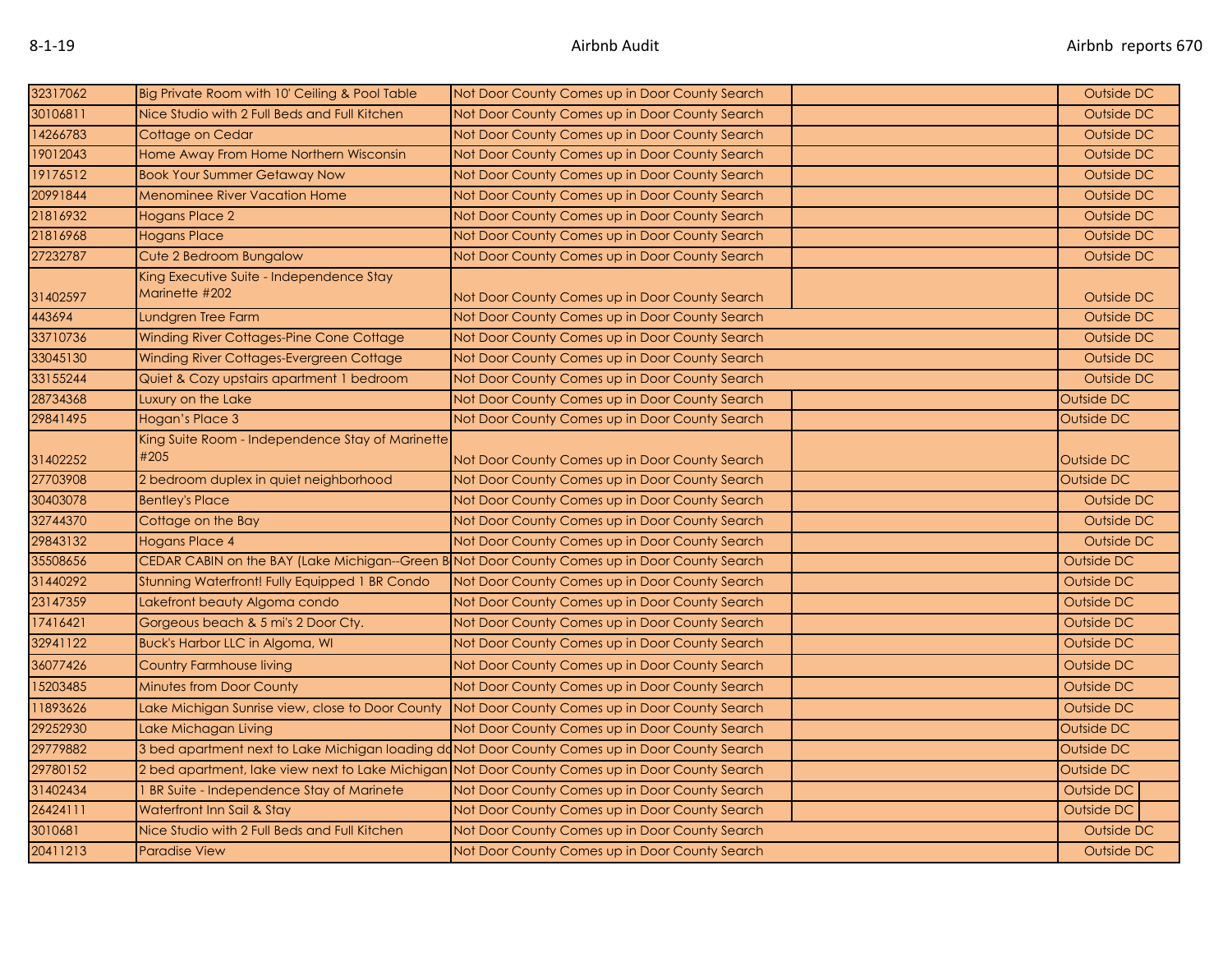| | | | | |
|---|---|---|---|---|
| 32317062 | Big Private Room with 10' Ceiling & Pool Table | Not Door County Comes up in Door County Search | | Outside DC |
| 30106811 | Nice Studio with 2 Full Beds and Full Kitchen | Not Door County Comes up in Door County Search | | Outside DC |
| 14266783 | Cottage on Cedar | Not Door County Comes up in Door County Search | | Outside DC |
| 19012043 | Home Away From Home Northern Wisconsin | Not Door County Comes up in Door County Search | | Outside DC |
| 19176512 | Book Your Summer Getaway Now | Not Door County Comes up in Door County Search | | Outside DC |
| 20991844 | Menominee River Vacation Home | Not Door County Comes up in Door County Search | | Outside DC |
| 21816932 | Hogans Place 2 | Not Door County Comes up in Door County Search | | Outside DC |
| 21816968 | Hogans Place | Not Door County Comes up in Door County Search | | Outside DC |
| 27232787 | Cute 2 Bedroom Bungalow | Not Door County Comes up in Door County Search | | Outside DC |
| 31402597 | King Executive Suite - Independence Stay Marinette #202 | Not Door County Comes up in Door County Search | | Outside DC |
| 443694 | Lundgren Tree Farm | Not Door County Comes up in Door County Search | | Outside DC |
| 33710736 | Winding River Cottages-Pine Cone Cottage | Not Door County Comes up in Door County Search | | Outside DC |
| 33045130 | Winding River Cottages-Evergreen Cottage | Not Door County Comes up in Door County Search | | Outside DC |
| 33155244 | Quiet & Cozy upstairs apartment 1 bedroom | Not Door County Comes up in Door County Search | | Outside DC |
| 28734368 | Luxury on the Lake | Not Door County Comes up in Door County Search | | Outside DC |
| 29841495 | Hogan's Place 3 | Not Door County Comes up in Door County Search | | Outside DC |
| 31402252 | King Suite Room - Independence Stay of Marinette #205 | Not Door County Comes up in Door County Search | | Outside DC |
| 27703908 | 2 bedroom duplex in quiet neighborhood | Not Door County Comes up in Door County Search | | Outside DC |
| 30403078 | Bentley's Place | Not Door County Comes up in Door County Search | | Outside DC |
| 32744370 | Cottage on the Bay | Not Door County Comes up in Door County Search | | Outside DC |
| 29843132 | Hogans Place 4 | Not Door County Comes up in Door County Search | | Outside DC |
| 35508656 | CEDAR CABIN on the BAY (Lake Michigan--Green B | Not Door County Comes up in Door County Search | | Outside DC |
| 31440292 | Stunning Waterfront! Fully Equipped 1 BR Condo | Not Door County Comes up in Door County Search | | Outside DC |
| 23147359 | Lakefront beauty Algoma condo | Not Door County Comes up in Door County Search | | Outside DC |
| 17416421 | Gorgeous beach & 5 mi's 2 Door Cty. | Not Door County Comes up in Door County Search | | Outside DC |
| 32941122 | Buck's Harbor LLC in Algoma, WI | Not Door County Comes up in Door County Search | | Outside DC |
| 36077426 | Country Farmhouse living | Not Door County Comes up in Door County Search | | Outside DC |
| 15203485 | Minutes from Door County | Not Door County Comes up in Door County Search | | Outside DC |
| 11893626 | Lake Michigan Sunrise view, close to Door County | Not Door County Comes up in Door County Search | | Outside DC |
| 29252930 | Lake Michagan Living | Not Door County Comes up in Door County Search | | Outside DC |
| 29779882 | 3 bed apartment next to Lake Michigan loading do | Not Door County Comes up in Door County Search | | Outside DC |
| 29780152 | 2 bed apartment, lake view next to Lake Michigan | Not Door County Comes up in Door County Search | | Outside DC |
| 31402434 | 1 BR Suite - Independence Stay of Marinete | Not Door County Comes up in Door County Search | | Outside DC |
| 26424111 | Waterfront Inn Sail & Stay | Not Door County Comes up in Door County Search | | Outside DC |
| 3010681 | Nice Studio with 2 Full Beds and Full Kitchen | Not Door County Comes up in Door County Search | | Outside DC |
| 20411213 | Paradise View | Not Door County Comes up in Door County Search | | Outside DC |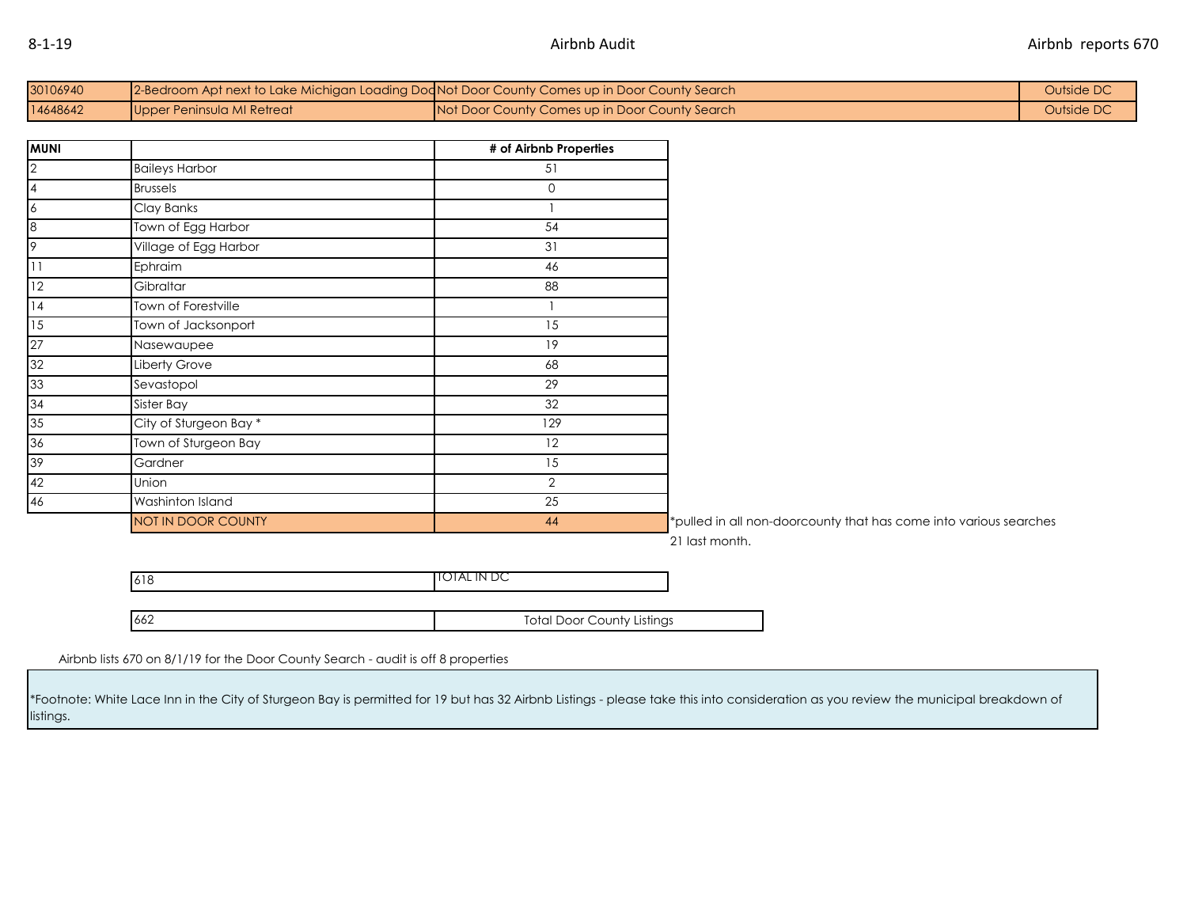8-1-19 | Airbnb Audit | Airbnb reports 670

| | | | |
|---|---|---|---|
| 30106940 | 2-Bedroom Apt next to Lake Michigan Loading Doc | Not Door County Comes up in Door County Search | Outside DC |
| 14648642 | Upper Peninsula MI Retreat | Not Door County Comes up in Door County Search | Outside DC |

| MUNI | | # of Airbnb Properties |
|---|---|---|
| 2 | Baileys Harbor | 51 |
| 4 | Brussels | 0 |
| 6 | Clay Banks | 1 |
| 8 | Town of Egg Harbor | 54 |
| 9 | Village of Egg Harbor | 31 |
| 11 | Ephraim | 46 |
| 12 | Gibraltar | 88 |
| 14 | Town of Forestville | 1 |
| 15 | Town of Jacksonport | 15 |
| 27 | Nasewaupee | 19 |
| 32 | Liberty Grove | 68 |
| 33 | Sevastopol | 29 |
| 34 | Sister Bay | 32 |
| 35 | City of Sturgeon Bay * | 129 |
| 36 | Town of Sturgeon Bay | 12 |
| 39 | Gardner | 15 |
| 42 | Union | 2 |
| 46 | Washinton Island | 25 |
| | NOT IN DOOR COUNTY | 44 |

*pulled in all non-doorcounty that has come into various searches
21 last month.

| | |
|---|---|
| 618 | TOTAL IN DC |
| 662 | Total Door County Listings |

Airbnb lists 670 on 8/1/19 for the Door County Search - audit is off 8 properties

*Footnote: White Lace Inn in the City of Sturgeon Bay is permitted for 19 but has 32 Airbnb Listings - please take this into consideration as you review the municipal breakdown of listings.